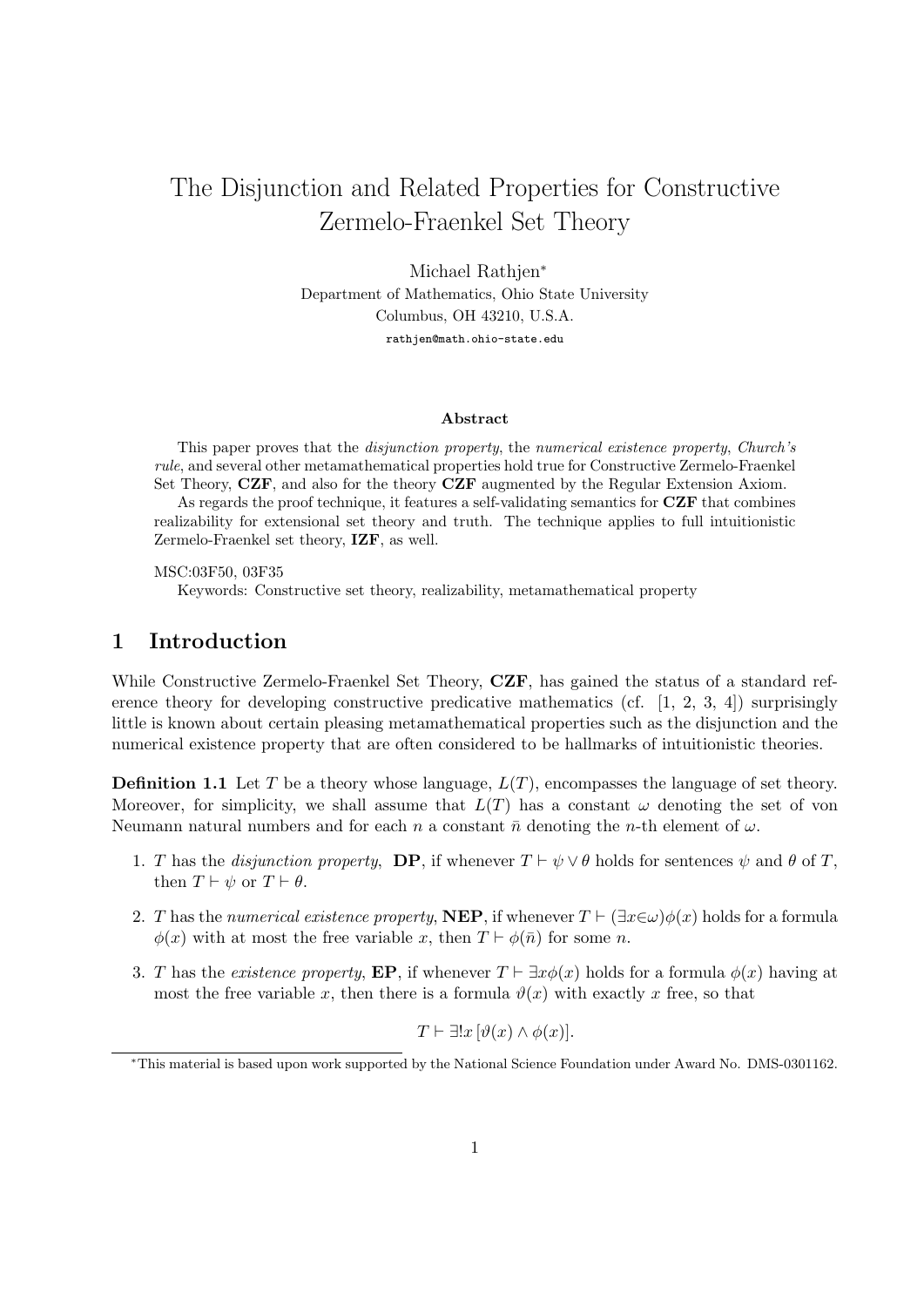# The Disjunction and Related Properties for Constructive Zermelo-Fraenkel Set Theory

Michael Rathjen*

Department of Mathematics, Ohio State University
Columbus, OH 43210, U.S.A.
rathjen@math.ohio-state.edu

### Abstract

This paper proves that the *disjunction property*, the *numerical existence property*, *Church's rule*, and several other metamathematical properties hold true for Constructive Zermelo-Fraenkel Set Theory, **CZF**, and also for the theory **CZF** augmented by the Regular Extension Axiom.

As regards the proof technique, it features a self-validating semantics for **CZF** that combines realizability for extensional set theory and truth. The technique applies to full intuitionistic Zermelo-Fraenkel set theory, **IZF**, as well.

MSC:03F50, 03F35

Keywords: Constructive set theory, realizability, metamathematical property

## 1 Introduction

While Constructive Zermelo-Fraenkel Set Theory, **CZF**, has gained the status of a standard reference theory for developing constructive predicative mathematics (cf. [1, 2, 3, 4]) surprisingly little is known about certain pleasing metamathematical properties such as the disjunction and the numerical existence property that are often considered to be hallmarks of intuitionistic theories.

**Definition 1.1** Let $T$ be a theory whose language, $L(T)$, encompasses the language of set theory. Moreover, for simplicity, we shall assume that $L(T)$ has a constant $\omega$ denoting the set of von Neumann natural numbers and for each $n$ a constant $\bar{n}$ denoting the $n$-th element of $\omega$.

1. $T$ has the *disjunction property*, **DP**, if whenever $T \vdash \psi \vee \theta$ holds for sentences $\psi$ and $\theta$ of $T$, then $T \vdash \psi$ or $T \vdash \theta$.
2. $T$ has the *numerical existence property*, **NEP**, if whenever $T \vdash (\exists x \in \omega)\phi(x)$ holds for a formula $\phi(x)$ with at most the free variable $x$, then $T \vdash \phi(\bar{n})$ for some $n$.
3. $T$ has the *existence property*, **EP**, if whenever $T \vdash \exists x \phi(x)$ holds for a formula $\phi(x)$ having at most the free variable $x$, then there is a formula $\vartheta(x)$ with exactly $x$ free, so that

$$T \vdash \exists! x\, [\vartheta(x) \wedge \phi(x)].$$

*This material is based upon work supported by the National Science Foundation under Award No. DMS-0301162.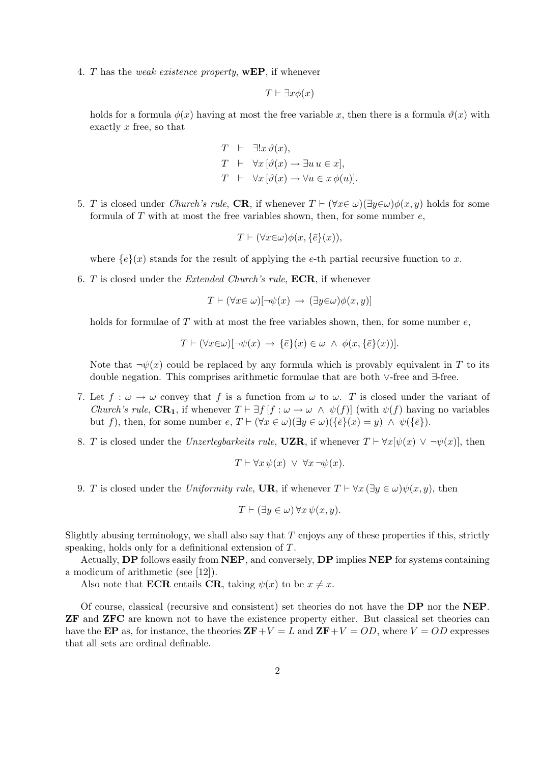4. $T$ has the *weak existence property*, **wEP**, if whenever

$$T \vdash \exists x \phi(x)$$

holds for a formula $\phi(x)$ having at most the free variable $x$, then there is a formula $\vartheta(x)$ with exactly $x$ free, so that

$$\begin{array}{lcl} T & \vdash & \exists! x\, \vartheta(x), \\ T & \vdash & \forall x\, [\vartheta(x) \rightarrow \exists u\, u \in x], \\ T & \vdash & \forall x\, [\vartheta(x) \rightarrow \forall u \in x\, \phi(u)]. \end{array}$$

5. $T$ is closed under *Church's rule*, **CR**, if whenever $T \vdash (\forall x \in \omega)(\exists y \in \omega)\phi(x, y)$ holds for some formula of $T$ with at most the free variables shown, then, for some number $e$,

$$T \vdash (\forall x \in \omega)\phi(x, \{\bar{e}\}(x)),$$

where $\{e\}(x)$ stands for the result of applying the $e$-th partial recursive function to $x$.

6. $T$ is closed under the *Extended Church's rule*, **ECR**, if whenever

$$T \vdash (\forall x \in \omega)[\neg\psi(x) \rightarrow (\exists y \in \omega)\phi(x, y)]$$

holds for formulae of $T$ with at most the free variables shown, then, for some number $e$,

$$T \vdash (\forall x \in \omega)[\neg\psi(x) \rightarrow \{\bar{e}\}(x) \in \omega \wedge \phi(x, \{\bar{e}\}(x))].$$

Note that $\neg\psi(x)$ could be replaced by any formula which is provably equivalent in $T$ to its double negation. This comprises arithmetic formulae that are both $\vee$-free and $\exists$-free.

7. Let $f : \omega \rightarrow \omega$ convey that $f$ is a function from $\omega$ to $\omega$. $T$ is closed under the variant of *Church's rule*, $\mathbf{CR_1}$, if whenever $T \vdash \exists f\, [f : \omega \rightarrow \omega \wedge \psi(f)]$ (with $\psi(f)$ having no variables but $f$), then, for some number $e$, $T \vdash (\forall x \in \omega)(\exists y \in \omega)(\{\bar{e}\}(x) = y) \wedge \psi(\{\bar{e}\})$.

8. $T$ is closed under the *Unzerlegbarkeits rule*, **UZR**, if whenever $T \vdash \forall x[\psi(x) \vee \neg\psi(x)]$, then

$$T \vdash \forall x\, \psi(x) \vee \forall x\, \neg\psi(x).$$

9. $T$ is closed under the *Uniformity rule*, **UR**, if whenever $T \vdash \forall x\, (\exists y \in \omega)\psi(x, y)$, then

$$T \vdash (\exists y \in \omega)\, \forall x\, \psi(x, y).$$

Slightly abusing terminology, we shall also say that $T$ enjoys any of these properties if this, strictly speaking, holds only for a definitional extension of $T$.

Actually, **DP** follows easily from **NEP**, and conversely, **DP** implies **NEP** for systems containing a modicum of arithmetic (see [12]).

Also note that **ECR** entails **CR**, taking $\psi(x)$ to be $x \neq x$.

Of course, classical (recursive and consistent) set theories do not have the **DP** nor the **NEP**. **ZF** and **ZFC** are known not to have the existence property either. But classical set theories can have the **EP** as, for instance, the theories **ZF**$+V = L$ and **ZF**$+V = OD$, where $V = OD$ expresses that all sets are ordinal definable.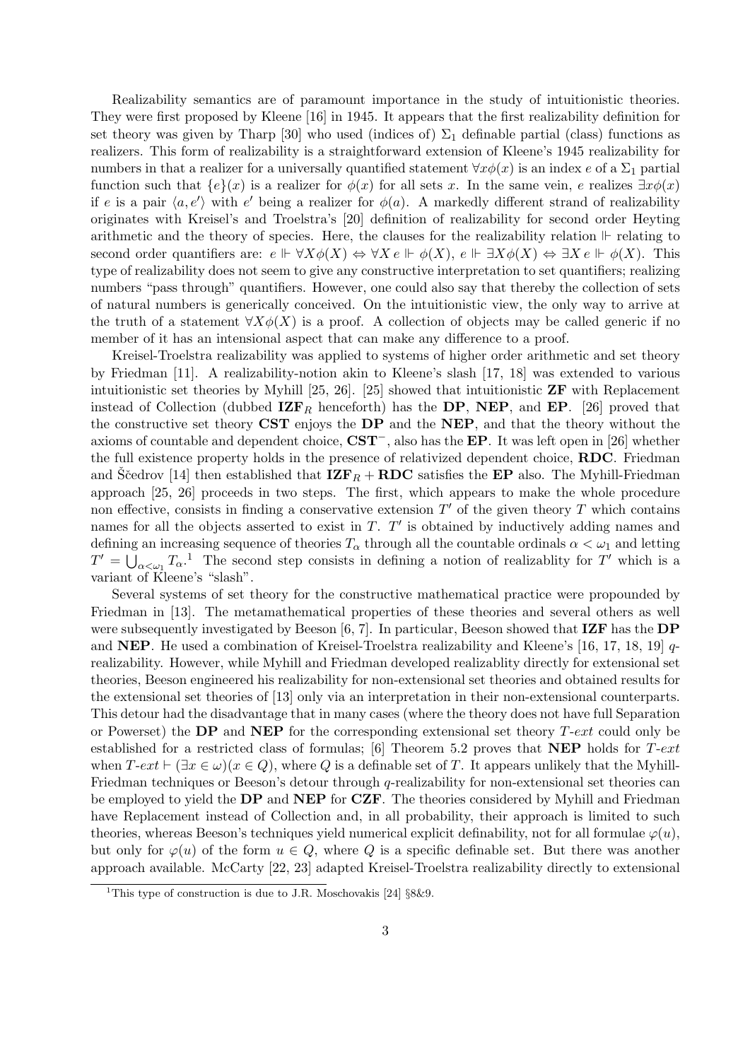Realizability semantics are of paramount importance in the study of intuitionistic theories. They were first proposed by Kleene [16] in 1945. It appears that the first realizability definition for set theory was given by Tharp [30] who used (indices of) $\Sigma_1$ definable partial (class) functions as realizers. This form of realizability is a straightforward extension of Kleene's 1945 realizability for numbers in that a realizer for a universally quantified statement $\forall x\phi(x)$ is an index $e$ of a $\Sigma_1$ partial function such that $\{e\}(x)$ is a realizer for $\phi(x)$ for all sets $x$. In the same vein, $e$ realizes $\exists x\phi(x)$ if $e$ is a pair $\langle a, e'\rangle$ with $e'$ being a realizer for $\phi(a)$. A markedly different strand of realizability originates with Kreisel's and Troelstra's [20] definition of realizability for second order Heyting arithmetic and the theory of species. Here, the clauses for the realizability relation $\Vdash$ relating to second order quantifiers are: $e \Vdash \forall X\phi(X) \Leftrightarrow \forall X\, e \Vdash \phi(X)$, $e \Vdash \exists X\phi(X) \Leftrightarrow \exists X\, e \Vdash \phi(X)$. This type of realizability does not seem to give any constructive interpretation to set quantifiers; realizing numbers "pass through" quantifiers. However, one could also say that thereby the collection of sets of natural numbers is generically conceived. On the intuitionistic view, the only way to arrive at the truth of a statement $\forall X\phi(X)$ is a proof. A collection of objects may be called generic if no member of it has an intensional aspect that can make any difference to a proof.

Kreisel-Troelstra realizability was applied to systems of higher order arithmetic and set theory by Friedman [11]. A realizability-notion akin to Kleene's slash [17, 18] was extended to various intuitionistic set theories by Myhill [25, 26]. [25] showed that intuitionistic **ZF** with Replacement instead of Collection (dubbed $\mathbf{IZF}_R$ henceforth) has the **DP**, **NEP**, and **EP**. [26] proved that the constructive set theory **CST** enjoys the **DP** and the **NEP**, and that the theory without the axioms of countable and dependent choice, $\mathbf{CST}^-$, also has the **EP**. It was left open in [26] whether the full existence property holds in the presence of relativized dependent choice, **RDC**. Friedman and Ščedrov [14] then established that $\mathbf{IZF}_R + \mathbf{RDC}$ satisfies the **EP** also. The Myhill-Friedman approach [25, 26] proceeds in two steps. The first, which appears to make the whole procedure non effective, consists in finding a conservative extension $T'$ of the given theory $T$ which contains names for all the objects asserted to exist in $T$. $T'$ is obtained by inductively adding names and defining an increasing sequence of theories $T_\alpha$ through all the countable ordinals $\alpha < \omega_1$ and letting $T' = \bigcup_{\alpha<\omega_1} T_\alpha$.[1] The second step consists in defining a notion of realizablity for $T'$ which is a variant of Kleene's "slash".

Several systems of set theory for the constructive mathematical practice were propounded by Friedman in [13]. The metamathematical properties of these theories and several others as well were subsequently investigated by Beeson [6, 7]. In particular, Beeson showed that **IZF** has the **DP** and **NEP**. He used a combination of Kreisel-Troelstra realizability and Kleene's [16, 17, 18, 19] $q$-realizability. However, while Myhill and Friedman developed realizablity directly for extensional set theories, Beeson engineered his realizability for non-extensional set theories and obtained results for the extensional set theories of [13] only via an interpretation in their non-extensional counterparts. This detour had the disadvantage that in many cases (where the theory does not have full Separation or Powerset) the **DP** and **NEP** for the corresponding extensional set theory $T$-$ext$ could only be established for a restricted class of formulas; [6] Theorem 5.2 proves that **NEP** holds for $T$-$ext$ when $T\text{-}ext \vdash (\exists x \in \omega)(x \in Q)$, where $Q$ is a definable set of $T$. It appears unlikely that the Myhill-Friedman techniques or Beeson's detour through $q$-realizability for non-extensional set theories can be employed to yield the **DP** and **NEP** for **CZF**. The theories considered by Myhill and Friedman have Replacement instead of Collection and, in all probability, their approach is limited to such theories, whereas Beeson's techniques yield numerical explicit definability, not for all formulae $\varphi(u)$, but only for $\varphi(u)$ of the form $u \in Q$, where $Q$ is a specific definable set. But there was another approach available. McCarty [22, 23] adapted Kreisel-Troelstra realizability directly to extensional

[1] This type of construction is due to J.R. Moschovakis [24] §8&9.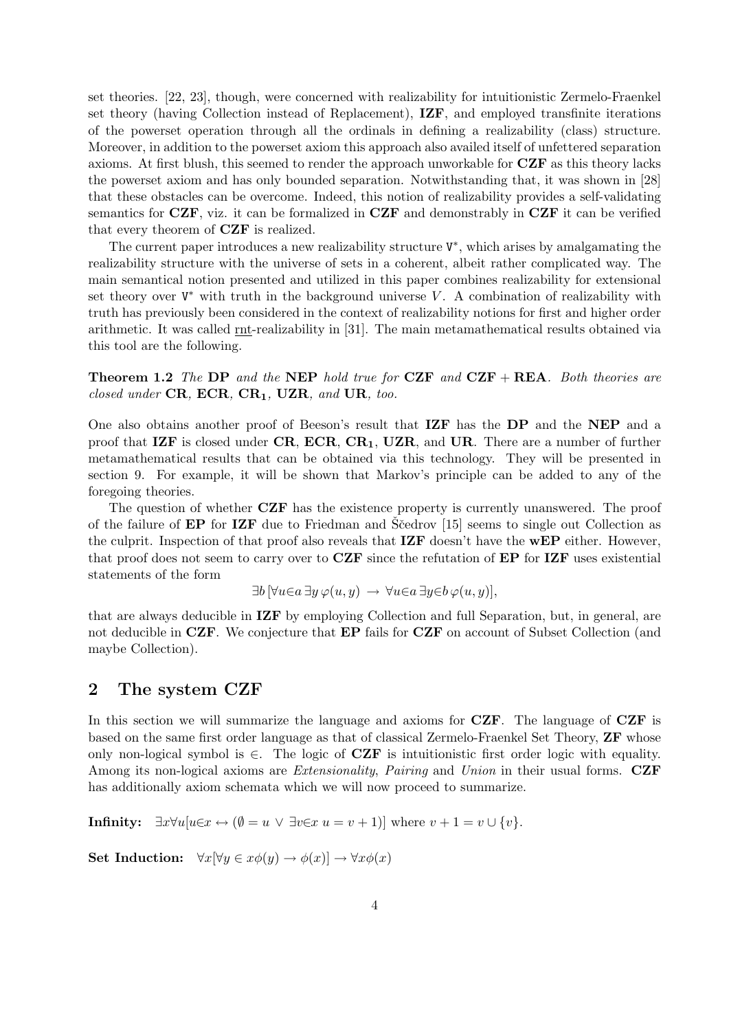set theories. [22, 23], though, were concerned with realizability for intuitionistic Zermelo-Fraenkel set theory (having Collection instead of Replacement), **IZF**, and employed transfinite iterations of the powerset operation through all the ordinals in defining a realizability (class) structure. Moreover, in addition to the powerset axiom this approach also availed itself of unfettered separation axioms. At first blush, this seemed to render the approach unworkable for **CZF** as this theory lacks the powerset axiom and has only bounded separation. Notwithstanding that, it was shown in [28] that these obstacles can be overcome. Indeed, this notion of realizability provides a self-validating semantics for **CZF**, viz. it can be formalized in **CZF** and demonstrably in **CZF** it can be verified that every theorem of **CZF** is realized.

The current paper introduces a new realizability structure $\mathtt{V}^*$, which arises by amalgamating the realizability structure with the universe of sets in a coherent, albeit rather complicated way. The main semantical notion presented and utilized in this paper combines realizability for extensional set theory over $\mathtt{V}^*$ with truth in the background universe $V$. A combination of realizability with truth has previously been considered in the context of realizability notions for first and higher order arithmetic. It was called rnt-realizability in [31]. The main metamathematical results obtained via this tool are the following.

**Theorem 1.2** *The* **DP** *and the* **NEP** *hold true for* **CZF** *and* **CZF + REA***. Both theories are closed under* **CR***,* **ECR***,* $\mathbf{CR_1}$*,* **UZR***, and* **UR***, too.*

One also obtains another proof of Beeson's result that **IZF** has the **DP** and the **NEP** and a proof that **IZF** is closed under **CR**, **ECR**, $\mathbf{CR_1}$, **UZR**, and **UR**. There are a number of further metamathematical results that can be obtained via this technology. They will be presented in section 9. For example, it will be shown that Markov's principle can be added to any of the foregoing theories.

The question of whether **CZF** has the existence property is currently unanswered. The proof of the failure of **EP** for **IZF** due to Friedman and Ščedrov [15] seems to single out Collection as the culprit. Inspection of that proof also reveals that **IZF** doesn't have the **wEP** either. However, that proof does not seem to carry over to **CZF** since the refutation of **EP** for **IZF** uses existential statements of the form

$$\exists b\, [\forall u{\in}a\, \exists y\, \varphi(u,y) \;\rightarrow\; \forall u{\in}a\, \exists y{\in}b\, \varphi(u,y)],$$

that are always deducible in **IZF** by employing Collection and full Separation, but, in general, are not deducible in **CZF**. We conjecture that **EP** fails for **CZF** on account of Subset Collection (and maybe Collection).

## 2 The system CZF

In this section we will summarize the language and axioms for **CZF**. The language of **CZF** is based on the same first order language as that of classical Zermelo-Fraenkel Set Theory, **ZF** whose only non-logical symbol is $\in$. The logic of **CZF** is intuitionistic first order logic with equality. Among its non-logical axioms are *Extensionality*, *Pairing* and *Union* in their usual forms. **CZF** has additionally axiom schemata which we will now proceed to summarize.

**Infinity:** $\exists x \forall u[u{\in}x \leftrightarrow (\emptyset = u \,\vee\, \exists v{\in}x\; u = v+1)]$ where $v + 1 = v \cup \{v\}$.

**Set Induction:** $\forall x[\forall y \in x \phi(y) \rightarrow \phi(x)] \rightarrow \forall x \phi(x)$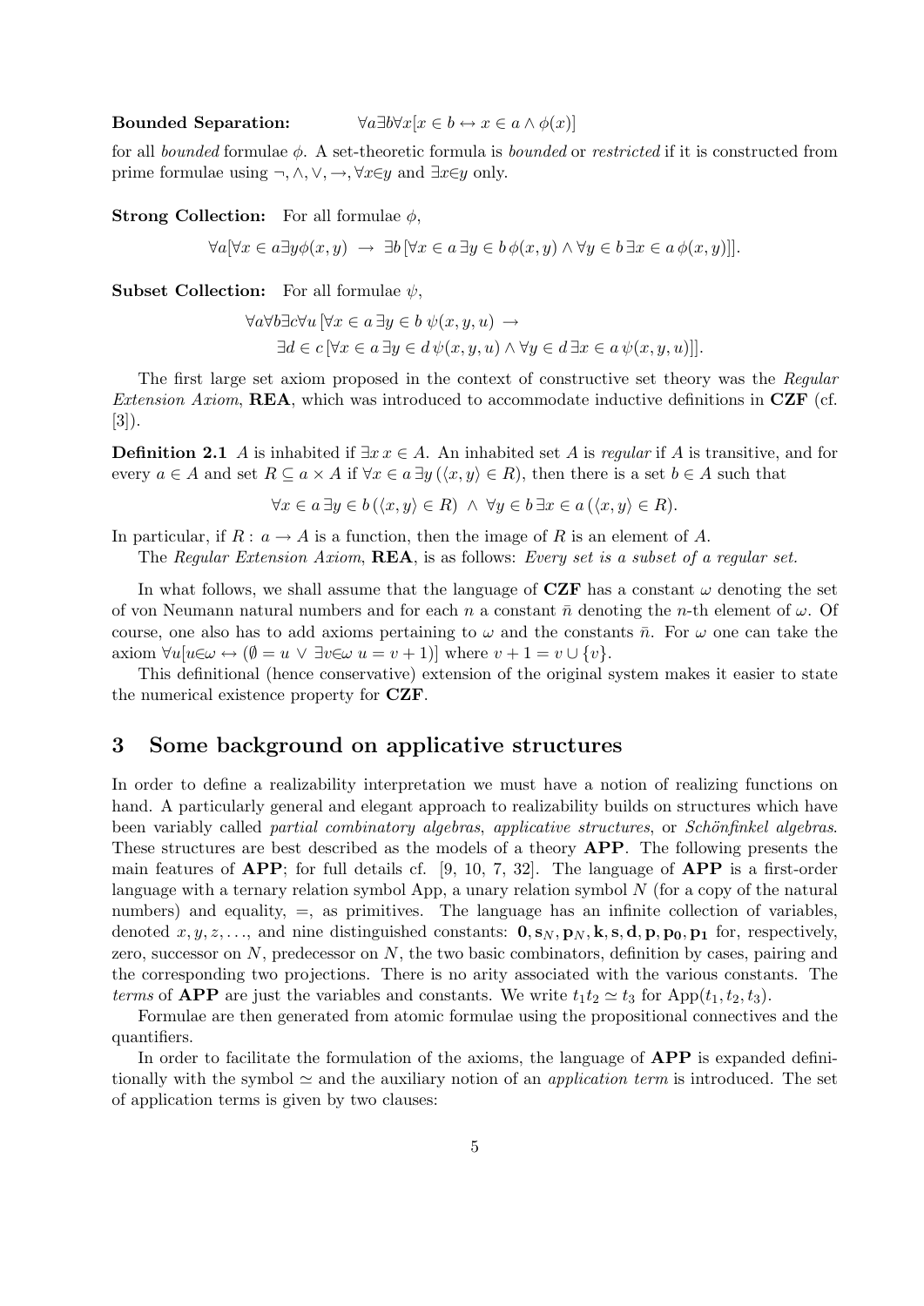**Bounded Separation:** $\quad \forall a \exists b \forall x [x \in b \leftrightarrow x \in a \wedge \phi(x)]$

for all *bounded* formulae $\phi$. A set-theoretic formula is *bounded* or *restricted* if it is constructed from prime formulae using $\neg, \wedge, \vee, \rightarrow, \forall x{\in}y$ and $\exists x{\in}y$ only.

**Strong Collection:** For all formulae $\phi$,

$$\forall a [\forall x \in a \exists y \phi(x,y) \ \rightarrow \ \exists b\, [\forall x \in a\, \exists y \in b\, \phi(x,y) \wedge \forall y \in b\, \exists x \in a\, \phi(x,y)]].$$

**Subset Collection:** For all formulae $\psi$,

$$\forall a \forall b \exists c \forall u\, [\forall x \in a\, \exists y \in b\ \psi(x,y,u) \ \rightarrow$$
$$\exists d \in c\, [\forall x \in a\, \exists y \in d\, \psi(x,y,u) \wedge \forall y \in d\, \exists x \in a\, \psi(x,y,u)]].$$

The first large set axiom proposed in the context of constructive set theory was the *Regular Extension Axiom*, **REA**, which was introduced to accommodate inductive definitions in **CZF** (cf. [3]).

**Definition 2.1** $A$ is inhabited if $\exists x\, x \in A$. An inhabited set $A$ is *regular* if $A$ is transitive, and for every $a \in A$ and set $R \subseteq a \times A$ if $\forall x \in a\, \exists y\, (\langle x, y\rangle \in R)$, then there is a set $b \in A$ such that

$$\forall x \in a\, \exists y \in b\, (\langle x, y\rangle \in R) \ \wedge \ \forall y \in b\, \exists x \in a\, (\langle x, y\rangle \in R).$$

In particular, if $R : a \rightarrow A$ is a function, then the image of $R$ is an element of $A$.

The *Regular Extension Axiom*, **REA**, is as follows: *Every set is a subset of a regular set.*

In what follows, we shall assume that the language of **CZF** has a constant $\omega$ denoting the set of von Neumann natural numbers and for each $n$ a constant $\bar{n}$ denoting the $n$-th element of $\omega$. Of course, one also has to add axioms pertaining to $\omega$ and the constants $\bar{n}$. For $\omega$ one can take the axiom $\forall u [u{\in}\omega \leftrightarrow (\emptyset = u \ \vee \ \exists v{\in}\omega\ u = v + 1)]$ where $v + 1 = v \cup \{v\}$.

This definitional (hence conservative) extension of the original system makes it easier to state the numerical existence property for **CZF**.

## 3 Some background on applicative structures

In order to define a realizability interpretation we must have a notion of realizing functions on hand. A particularly general and elegant approach to realizability builds on structures which have been variably called *partial combinatory algebras*, *applicative structures*, or *Schönfinkel algebras*. These structures are best described as the models of a theory **APP**. The following presents the main features of **APP**; for full details cf. [9, 10, 7, 32]. The language of **APP** is a first-order language with a ternary relation symbol App, a unary relation symbol $N$ (for a copy of the natural numbers) and equality, $=$, as primitives. The language has an infinite collection of variables, denoted $x, y, z, \ldots$, and nine distinguished constants: $\mathbf{0}, \mathbf{s}_N, \mathbf{p}_N, \mathbf{k}, \mathbf{s}, \mathbf{d}, \mathbf{p}, \mathbf{p_0}, \mathbf{p_1}$ for, respectively, zero, successor on $N$, predecessor on $N$, the two basic combinators, definition by cases, pairing and the corresponding two projections. There is no arity associated with the various constants. The *terms* of **APP** are just the variables and constants. We write $t_1 t_2 \simeq t_3$ for $\mathrm{App}(t_1, t_2, t_3)$.

Formulae are then generated from atomic formulae using the propositional connectives and the quantifiers.

In order to facilitate the formulation of the axioms, the language of **APP** is expanded definitionally with the symbol $\simeq$ and the auxiliary notion of an *application term* is introduced. The set of application terms is given by two clauses: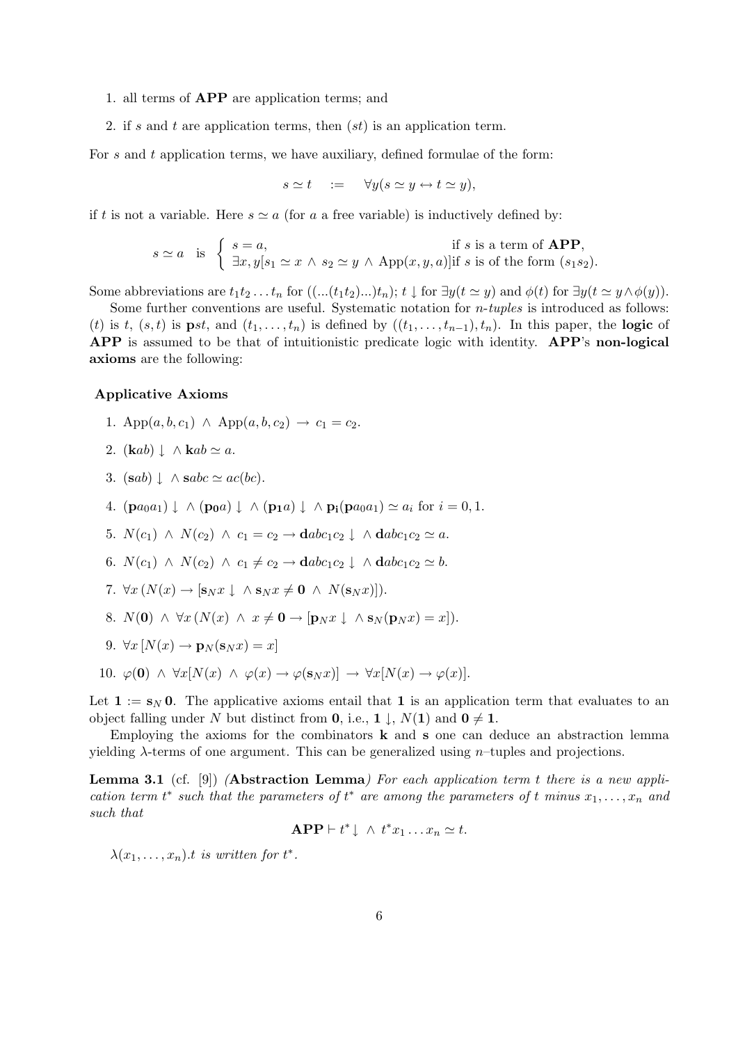1. all terms of **APP** are application terms; and
2. if $s$ and $t$ are application terms, then $(st)$ is an application term.

For $s$ and $t$ application terms, we have auxiliary, defined formulae of the form:

$$s \simeq t \quad := \quad \forall y(s \simeq y \leftrightarrow t \simeq y),$$

if $t$ is not a variable. Here $s \simeq a$ (for $a$ a free variable) is inductively defined by:

$$s \simeq a \quad \text{is} \quad \begin{cases} s = a, & \text{if } s \text{ is a term of } \mathbf{APP}, \\ \exists x, y[s_1 \simeq x \wedge s_2 \simeq y \wedge \mathrm{App}(x, y, a)] & \text{if } s \text{ is of the form } (s_1 s_2). \end{cases}$$

Some abbreviations are $t_1 t_2 \ldots t_n$ for $((\ldots(t_1 t_2)\ldots)t_n)$; $t\downarrow$ for $\exists y(t \simeq y)$ and $\phi(t)$ for $\exists y(t \simeq y \wedge \phi(y))$.

Some further conventions are useful. Systematic notation for *n-tuples* is introduced as follows: $(t)$ is $t$, $(s,t)$ is $\mathbf{p}st$, and $(t_1, \ldots, t_n)$ is defined by $((t_1, \ldots, t_{n-1}), t_n)$. In this paper, the **logic** of **APP** is assumed to be that of intuitionistic predicate logic with identity. **APP**'s **non-logical axioms** are the following:

**Applicative Axioms**

1. $\mathrm{App}(a, b, c_1) \wedge \mathrm{App}(a, b, c_2) \rightarrow c_1 = c_2$.
2. $(\mathbf{k}ab)\downarrow \wedge \mathbf{k}ab \simeq a$.
3. $(\mathbf{s}ab)\downarrow \wedge \mathbf{s}abc \simeq ac(bc)$.
4. $(\mathbf{p}a_0 a_1)\downarrow \wedge (\mathbf{p_0}a)\downarrow \wedge (\mathbf{p_1}a)\downarrow \wedge \mathbf{p_i}(\mathbf{p}a_0 a_1) \simeq a_i$ for $i = 0, 1$.
5. $N(c_1) \wedge N(c_2) \wedge c_1 = c_2 \rightarrow \mathbf{d}abc_1c_2\downarrow \wedge \mathbf{d}abc_1c_2 \simeq a$.
6. $N(c_1) \wedge N(c_2) \wedge c_1 \neq c_2 \rightarrow \mathbf{d}abc_1c_2\downarrow \wedge \mathbf{d}abc_1c_2 \simeq b$.
7. $\forall x\,(N(x) \rightarrow [\mathbf{s}_N x\downarrow \wedge \mathbf{s}_N x \neq \mathbf{0} \wedge N(\mathbf{s}_N x)])$.
8. $N(\mathbf{0}) \wedge \forall x\,(N(x) \wedge x \neq \mathbf{0} \rightarrow [\mathbf{p}_N x\downarrow \wedge \mathbf{s}_N(\mathbf{p}_N x) = x])$.
9. $\forall x\,[N(x) \rightarrow \mathbf{p}_N(\mathbf{s}_N x) = x]$
10. $\varphi(\mathbf{0}) \wedge \forall x[N(x) \wedge \varphi(x) \rightarrow \varphi(\mathbf{s}_N x)] \rightarrow \forall x[N(x) \rightarrow \varphi(x)]$.

Let $\mathbf{1} := \mathbf{s}_N\,\mathbf{0}$. The applicative axioms entail that $\mathbf{1}$ is an application term that evaluates to an object falling under $N$ but distinct from $\mathbf{0}$, i.e., $\mathbf{1}\downarrow$, $N(\mathbf{1})$ and $\mathbf{0} \neq \mathbf{1}$.

Employing the axioms for the combinators $\mathbf{k}$ and $\mathbf{s}$ one can deduce an abstraction lemma yielding $\lambda$-terms of one argument. This can be generalized using $n$–tuples and projections.

**Lemma 3.1** (cf. [9]) *(**Abstraction Lemma**) For each application term $t$ there is a new application term $t^*$ such that the parameters of $t^*$ are among the parameters of $t$ minus $x_1, \ldots, x_n$ and such that*

$$\mathbf{APP} \vdash t^*\downarrow \wedge\, t^* x_1 \ldots x_n \simeq t.$$

*$\lambda(x_1, \ldots, x_n).t$ is written for $t^*$.*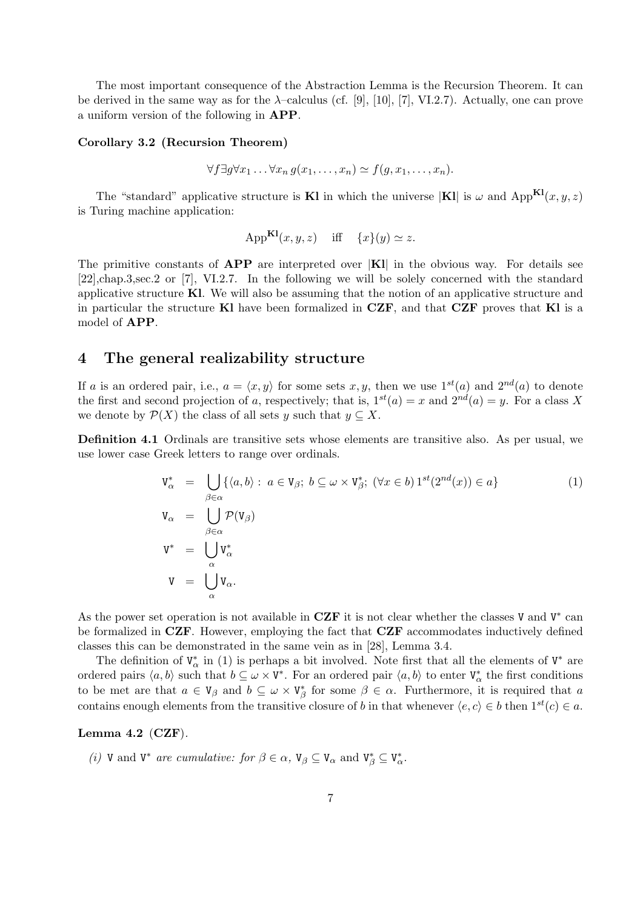The most important consequence of the Abstraction Lemma is the Recursion Theorem. It can be derived in the same way as for the $\lambda$–calculus (cf. [9], [10], [7], VI.2.7). Actually, one can prove a uniform version of the following in **APP**.

**Corollary 3.2 (Recursion Theorem)**

$$\forall f \exists g \forall x_1 \ldots \forall x_n\, g(x_1, \ldots, x_n) \simeq f(g, x_1, \ldots, x_n).$$

The "standard" applicative structure is **Kl** in which the universe $|\mathbf{Kl}|$ is $\omega$ and $\mathrm{App}^{\mathbf{Kl}}(x, y, z)$ is Turing machine application:

$$\mathrm{App}^{\mathbf{Kl}}(x, y, z) \quad \text{iff} \quad \{x\}(y) \simeq z.$$

The primitive constants of **APP** are interpreted over $|\mathbf{Kl}|$ in the obvious way. For details see [22],chap.3,sec.2 or [7], VI.2.7. In the following we will be solely concerned with the standard applicative structure **Kl**. We will also be assuming that the notion of an applicative structure and in particular the structure **Kl** have been formalized in **CZF**, and that **CZF** proves that **Kl** is a model of **APP**.

# 4 The general realizability structure

If $a$ is an ordered pair, i.e., $a = \langle x, y \rangle$ for some sets $x, y$, then we use $1^{st}(a)$ and $2^{nd}(a)$ to denote the first and second projection of $a$, respectively; that is, $1^{st}(a) = x$ and $2^{nd}(a) = y$. For a class $X$ we denote by $\mathcal{P}(X)$ the class of all sets $y$ such that $y \subseteq X$.

**Definition 4.1** Ordinals are transitive sets whose elements are transitive also. As per usual, we use lower case Greek letters to range over ordinals.

$$\begin{aligned}
\mathtt{V}^*_\alpha &= \bigcup_{\beta \in \alpha} \{\langle a, b \rangle :\ a \in \mathtt{V}_\beta;\ b \subseteq \omega \times \mathtt{V}^*_\beta;\ (\forall x \in b)\, 1^{st}(2^{nd}(x)) \in a\} \qquad (1)\\
\mathtt{V}_\alpha &= \bigcup_{\beta \in \alpha} \mathcal{P}(\mathtt{V}_\beta)\\
\mathtt{V}^* &= \bigcup_{\alpha} \mathtt{V}^*_\alpha\\
\mathtt{V} &= \bigcup_{\alpha} \mathtt{V}_\alpha.
\end{aligned}$$

As the power set operation is not available in **CZF** it is not clear whether the classes $\mathtt{V}$ and $\mathtt{V}^*$ can be formalized in **CZF**. However, employing the fact that **CZF** accommodates inductively defined classes this can be demonstrated in the same vein as in [28], Lemma 3.4.

The definition of $\mathtt{V}^*_\alpha$ in (1) is perhaps a bit involved. Note first that all the elements of $\mathtt{V}^*$ are ordered pairs $\langle a, b \rangle$ such that $b \subseteq \omega \times \mathtt{V}^*$. For an ordered pair $\langle a, b \rangle$ to enter $\mathtt{V}^*_\alpha$ the first conditions to be met are that $a \in \mathtt{V}_\beta$ and $b \subseteq \omega \times \mathtt{V}^*_\beta$ for some $\beta \in \alpha$. Furthermore, it is required that $a$ contains enough elements from the transitive closure of $b$ in that whenever $\langle e, c \rangle \in b$ then $1^{st}(c) \in a$.

**Lemma 4.2** (**CZF**).

*(i)* $\mathtt{V}$ *and* $\mathtt{V}^*$ *are cumulative: for* $\beta \in \alpha$*,* $\mathtt{V}_\beta \subseteq \mathtt{V}_\alpha$ *and* $\mathtt{V}^*_\beta \subseteq \mathtt{V}^*_\alpha$.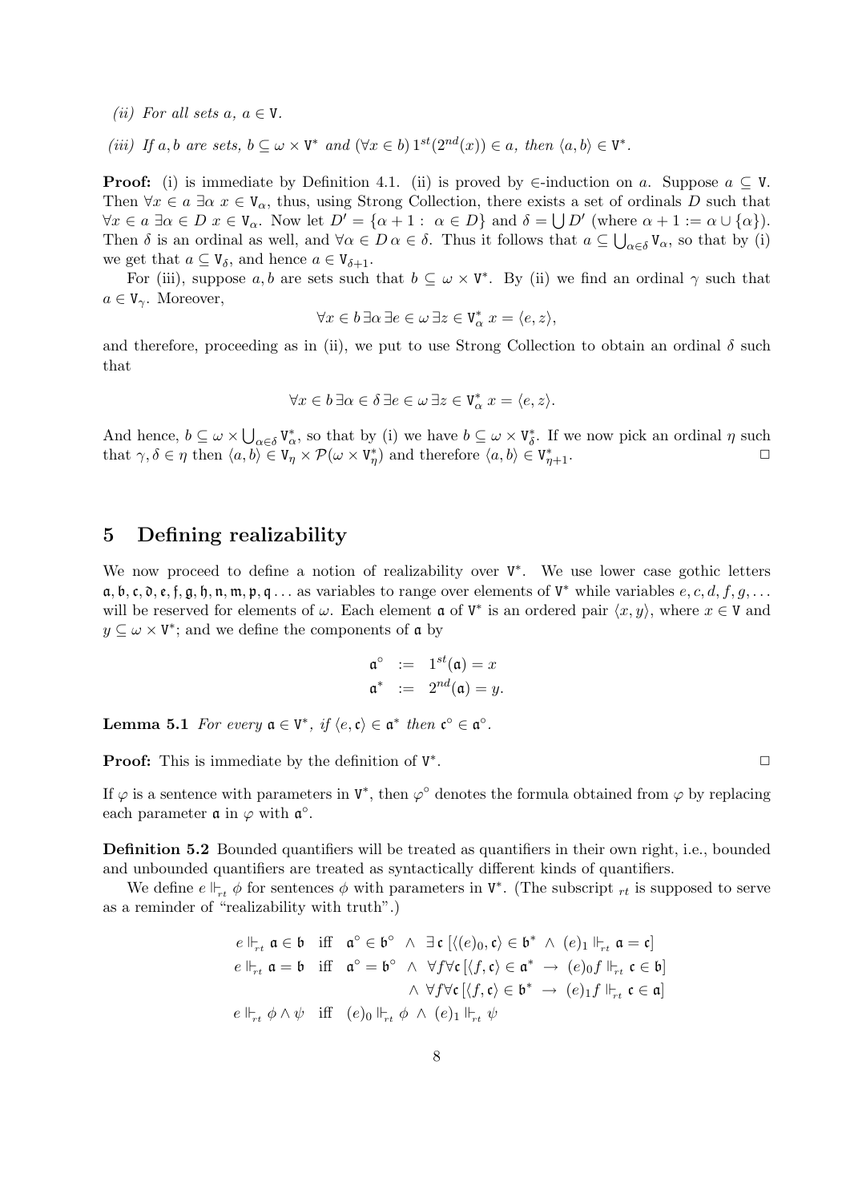*(ii) For all sets $a$, $a \in \mathrm{V}$.*

*(iii) If $a, b$ are sets, $b \subseteq \omega \times \mathrm{V}^*$ and $(\forall x \in b)\, 1^{st}(2^{nd}(x)) \in a$, then $\langle a, b\rangle \in \mathrm{V}^*$.*

**Proof:** (i) is immediate by Definition 4.1. (ii) is proved by $\in$-induction on $a$. Suppose $a \subseteq \mathrm{V}$. Then $\forall x \in a\, \exists \alpha\, x \in \mathrm{V}_\alpha$, thus, using Strong Collection, there exists a set of ordinals $D$ such that $\forall x \in a\, \exists \alpha \in D\, x \in \mathrm{V}_\alpha$. Now let $D' = \{\alpha + 1 :\ \alpha \in D\}$ and $\delta = \bigcup D'$ (where $\alpha + 1 := \alpha \cup \{\alpha\}$). Then $\delta$ is an ordinal as well, and $\forall \alpha \in D\, \alpha \in \delta$. Thus it follows that $a \subseteq \bigcup_{\alpha\in\delta} \mathrm{V}_\alpha$, so that by (i) we get that $a \subseteq \mathrm{V}_\delta$, and hence $a \in \mathrm{V}_{\delta+1}$.

For (iii), suppose $a, b$ are sets such that $b \subseteq \omega \times \mathrm{V}^*$. By (ii) we find an ordinal $\gamma$ such that $a \in \mathrm{V}_\gamma$. Moreover,

$$\forall x \in b\, \exists \alpha\, \exists e \in \omega\, \exists z \in \mathrm{V}^*_\alpha\ x = \langle e, z\rangle,$$

and therefore, proceeding as in (ii), we put to use Strong Collection to obtain an ordinal $\delta$ such that

$$\forall x \in b\, \exists \alpha \in \delta\, \exists e \in \omega\, \exists z \in \mathrm{V}^*_\alpha\ x = \langle e, z\rangle.$$

And hence, $b \subseteq \omega \times \bigcup_{\alpha\in\delta} \mathrm{V}^*_\alpha$, so that by (i) we have $b \subseteq \omega \times \mathrm{V}^*_\delta$. If we now pick an ordinal $\eta$ such that $\gamma, \delta \in \eta$ then $\langle a, b\rangle \in \mathrm{V}_\eta \times \mathcal{P}(\omega \times \mathrm{V}^*_\eta)$ and therefore $\langle a, b\rangle \in \mathrm{V}^*_{\eta+1}$. $\square$

## 5 Defining realizability

We now proceed to define a notion of realizability over $\mathrm{V}^*$. We use lower case gothic letters $\mathfrak{a}, \mathfrak{b}, \mathfrak{c}, \mathfrak{d}, \mathfrak{e}, \mathfrak{f}, \mathfrak{g}, \mathfrak{h}, \mathfrak{n}, \mathfrak{m}, \mathfrak{p}, \mathfrak{q} \ldots$ as variables to range over elements of $\mathrm{V}^*$ while variables $e, c, d, f, g, \ldots$ will be reserved for elements of $\omega$. Each element $\mathfrak{a}$ of $\mathrm{V}^*$ is an ordered pair $\langle x, y\rangle$, where $x \in \mathrm{V}$ and $y \subseteq \omega \times \mathrm{V}^*$; and we define the components of $\mathfrak{a}$ by

$$\begin{aligned} \mathfrak{a}^\circ &:= 1^{st}(\mathfrak{a}) = x \\ \mathfrak{a}^* &:= 2^{nd}(\mathfrak{a}) = y. \end{aligned}$$

**Lemma 5.1** *For every $\mathfrak{a} \in \mathrm{V}^*$, if $\langle e, \mathfrak{c}\rangle \in \mathfrak{a}^*$ then $\mathfrak{c}^\circ \in \mathfrak{a}^\circ$.*

**Proof:** This is immediate by the definition of $\mathrm{V}^*$. $\square$

If $\varphi$ is a sentence with parameters in $\mathrm{V}^*$, then $\varphi^\circ$ denotes the formula obtained from $\varphi$ by replacing each parameter $\mathfrak{a}$ in $\varphi$ with $\mathfrak{a}^\circ$.

**Definition 5.2** Bounded quantifiers will be treated as quantifiers in their own right, i.e., bounded and unbounded quantifiers are treated as syntactically different kinds of quantifiers.

We define $e \Vdash_{rt} \phi$ for sentences $\phi$ with parameters in $\mathrm{V}^*$. (The subscript $_{rt}$ is supposed to serve as a reminder of "realizability with truth".)

$$\begin{aligned}
e \Vdash_{rt} \mathfrak{a} \in \mathfrak{b} \quad &\text{iff} \quad \mathfrak{a}^\circ \in \mathfrak{b}^\circ \ \wedge\ \exists\, \mathfrak{c}\, [\langle (e)_0, \mathfrak{c}\rangle \in \mathfrak{b}^* \ \wedge\ (e)_1 \Vdash_{rt} \mathfrak{a} = \mathfrak{c}] \\
e \Vdash_{rt} \mathfrak{a} = \mathfrak{b} \quad &\text{iff} \quad \mathfrak{a}^\circ = \mathfrak{b}^\circ \ \wedge\ \forall f \forall \mathfrak{c}\, [\langle f, \mathfrak{c}\rangle \in \mathfrak{a}^* \ \rightarrow\ (e)_0 f \Vdash_{rt} \mathfrak{c} \in \mathfrak{b}] \\
&\qquad\qquad\qquad\ \ \wedge\ \forall f \forall \mathfrak{c}\, [\langle f, \mathfrak{c}\rangle \in \mathfrak{b}^* \ \rightarrow\ (e)_1 f \Vdash_{rt} \mathfrak{c} \in \mathfrak{a}] \\
e \Vdash_{rt} \phi \wedge \psi \quad &\text{iff} \quad (e)_0 \Vdash_{rt} \phi \ \wedge\ (e)_1 \Vdash_{rt} \psi
\end{aligned}$$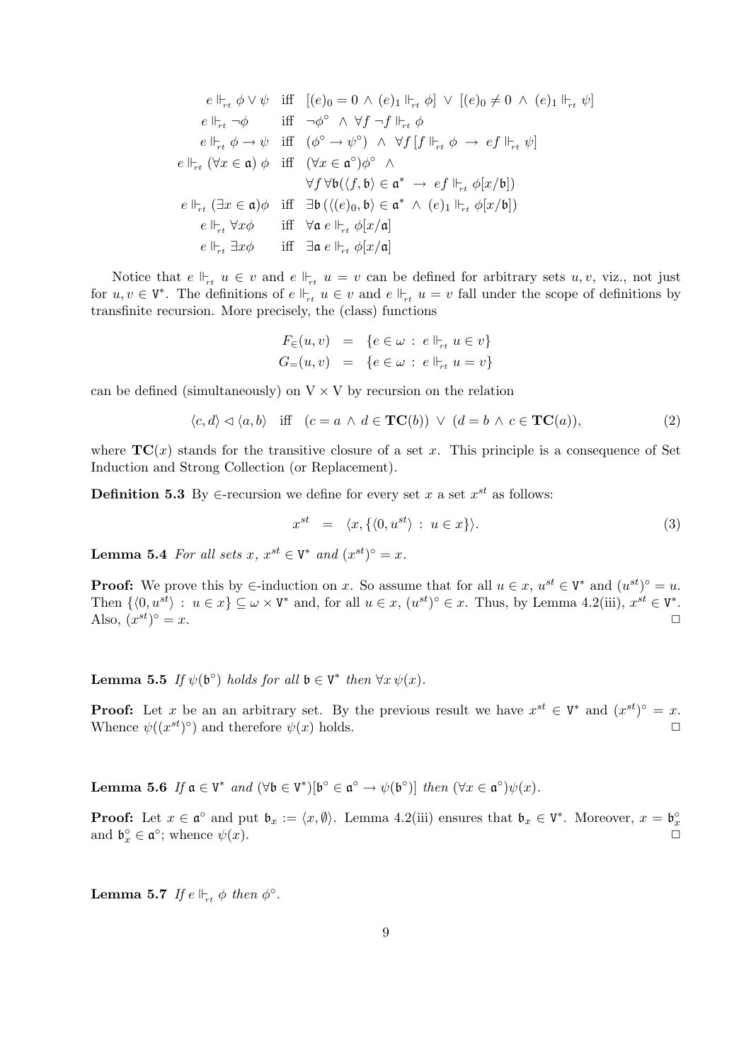$$
\begin{array}{lcl}
e \Vdash_{rt} \phi \vee \psi & \text{iff} & [(e)_0 = 0 \wedge (e)_1 \Vdash_{rt} \phi] \vee [(e)_0 \neq 0 \wedge (e)_1 \Vdash_{rt} \psi] \\
e \Vdash_{rt} \neg\phi & \text{iff} & \neg\phi^\circ \wedge \forall f \neg f \Vdash_{rt} \phi \\
e \Vdash_{rt} \phi \to \psi & \text{iff} & (\phi^\circ \to \psi^\circ) \wedge \forall f [f \Vdash_{rt} \phi \to ef \Vdash_{rt} \psi] \\
e \Vdash_{rt} (\forall x \in \mathfrak{a})\, \phi & \text{iff} & (\forall x \in \mathfrak{a}^\circ)\phi^\circ \wedge \\
 & & \forall f\, \forall \mathfrak{b}(\langle f, \mathfrak{b}\rangle \in \mathfrak{a}^* \to ef \Vdash_{rt} \phi[x/\mathfrak{b}]) \\
e \Vdash_{rt} (\exists x \in \mathfrak{a})\phi & \text{iff} & \exists \mathfrak{b}\, (\langle (e)_0, \mathfrak{b}\rangle \in \mathfrak{a}^* \wedge (e)_1 \Vdash_{rt} \phi[x/\mathfrak{b}]) \\
e \Vdash_{rt} \forall x \phi & \text{iff} & \forall \mathfrak{a}\, e \Vdash_{rt} \phi[x/\mathfrak{a}] \\
e \Vdash_{rt} \exists x \phi & \text{iff} & \exists \mathfrak{a}\, e \Vdash_{rt} \phi[x/\mathfrak{a}]
\end{array}
$$

Notice that $e \Vdash_{rt} u \in v$ and $e \Vdash_{rt} u = v$ can be defined for arbitrary sets $u, v$, viz., not just for $u, v \in \mathtt{V}^*$. The definitions of $e \Vdash_{rt} u \in v$ and $e \Vdash_{rt} u = v$ fall under the scope of definitions by transfinite recursion. More precisely, the (class) functions

$$
\begin{array}{rcl}
F_\in(u, v) & = & \{e \in \omega : e \Vdash_{rt} u \in v\} \\
G_=(u, v) & = & \{e \in \omega : e \Vdash_{rt} u = v\}
\end{array}
$$

can be defined (simultaneously) on $\mathrm{V} \times \mathrm{V}$ by recursion on the relation

$$
\langle c, d\rangle \lhd \langle a, b\rangle \quad \text{iff} \quad (c = a \wedge d \in \mathbf{TC}(b)) \vee (d = b \wedge c \in \mathbf{TC}(a)), \tag{2}
$$

where $\mathbf{TC}(x)$ stands for the transitive closure of a set $x$. This principle is a consequence of Set Induction and Strong Collection (or Replacement).

**Definition 5.3** By $\in$-recursion we define for every set $x$ a set $x^{st}$ as follows:

$$
x^{st} \;\; = \;\; \langle x, \{\langle 0, u^{st}\rangle : u \in x\}\rangle. \tag{3}
$$

**Lemma 5.4** *For all sets $x$, $x^{st} \in \mathtt{V}^*$ and $(x^{st})^\circ = x$.*

**Proof:** We prove this by $\in$-induction on $x$. So assume that for all $u \in x$, $u^{st} \in \mathtt{V}^*$ and $(u^{st})^\circ = u$. Then $\{\langle 0, u^{st}\rangle : u \in x\} \subseteq \omega \times \mathtt{V}^*$ and, for all $u \in x$, $(u^{st})^\circ \in x$. Thus, by Lemma 4.2(iii), $x^{st} \in \mathtt{V}^*$. Also, $(x^{st})^\circ = x$. □

**Lemma 5.5** *If $\psi(\mathfrak{b}^\circ)$ holds for all $\mathfrak{b} \in \mathtt{V}^*$ then $\forall x\, \psi(x)$.*

**Proof:** Let $x$ be an an arbitrary set. By the previous result we have $x^{st} \in \mathtt{V}^*$ and $(x^{st})^\circ = x$. Whence $\psi((x^{st})^\circ)$ and therefore $\psi(x)$ holds. □

**Lemma 5.6** *If $\mathfrak{a} \in \mathtt{V}^*$ and $(\forall \mathfrak{b} \in \mathtt{V}^*)[\mathfrak{b}^\circ \in \mathfrak{a}^\circ \to \psi(\mathfrak{b}^\circ)]$ then $(\forall x \in \mathfrak{a}^\circ)\psi(x)$.*

**Proof:** Let $x \in \mathfrak{a}^\circ$ and put $\mathfrak{b}_x := \langle x, \emptyset\rangle$. Lemma 4.2(iii) ensures that $\mathfrak{b}_x \in \mathtt{V}^*$. Moreover, $x = \mathfrak{b}_x^\circ$ and $\mathfrak{b}_x^\circ \in \mathfrak{a}^\circ$; whence $\psi(x)$. □

**Lemma 5.7** *If $e \Vdash_{rt} \phi$ then $\phi^\circ$.*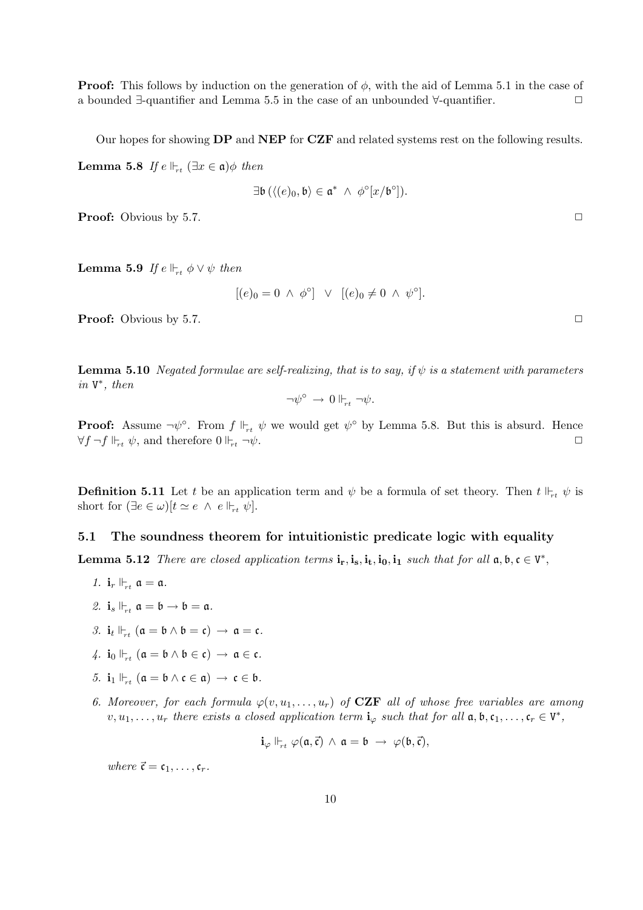**Proof:** This follows by induction on the generation of $\phi$, with the aid of Lemma 5.1 in the case of a bounded $\exists$-quantifier and Lemma 5.5 in the case of an unbounded $\forall$-quantifier. $\square$

Our hopes for showing **DP** and **NEP** for **CZF** and related systems rest on the following results.

**Lemma 5.8** *If* $e \Vdash_{rt} (\exists x \in \mathfrak{a})\phi$ *then*

$$\exists \mathfrak{b}\, (\langle (e)_0, \mathfrak{b}\rangle \in \mathfrak{a}^* \;\wedge\; \phi^\circ[x/\mathfrak{b}^\circ]).$$

**Proof:** Obvious by 5.7. $\square$

**Lemma 5.9** *If* $e \Vdash_{rt} \phi \vee \psi$ *then*

$$[(e)_0 = 0 \;\wedge\; \phi^\circ] \;\;\vee\;\; [(e)_0 \neq 0 \;\wedge\; \psi^\circ].$$

**Proof:** Obvious by 5.7. $\square$

**Lemma 5.10** *Negated formulae are self-realizing, that is to say, if* $\psi$ *is a statement with parameters in* $\mathrm{V}^*$, *then*

$$\neg\psi^\circ \;\rightarrow\; 0 \Vdash_{rt} \neg\psi.$$

**Proof:** Assume $\neg\psi^\circ$. From $f \Vdash_{rt} \psi$ we would get $\psi^\circ$ by Lemma 5.8. But this is absurd. Hence $\forall f\, \neg f \Vdash_{rt} \psi$, and therefore $0 \Vdash_{rt} \neg\psi$. $\square$

**Definition 5.11** Let $t$ be an application term and $\psi$ be a formula of set theory. Then $t \Vdash_{rt} \psi$ is short for $(\exists e \in \omega)[t \simeq e \;\wedge\; e \Vdash_{rt} \psi]$.

### 5.1 The soundness theorem for intuitionistic predicate logic with equality

**Lemma 5.12** *There are closed application terms* $\mathbf{i_r}, \mathbf{i_s}, \mathbf{i_t}, \mathbf{i_0}, \mathbf{i_1}$ *such that for all* $\mathfrak{a}, \mathfrak{b}, \mathfrak{c} \in \mathrm{V}^*$,

1. $\mathbf{i}_r \Vdash_{rt} \mathfrak{a} = \mathfrak{a}$.
2. $\mathbf{i}_s \Vdash_{rt} \mathfrak{a} = \mathfrak{b} \rightarrow \mathfrak{b} = \mathfrak{a}$.
3. $\mathbf{i}_t \Vdash_{rt} (\mathfrak{a} = \mathfrak{b} \wedge \mathfrak{b} = \mathfrak{c}) \;\rightarrow\; \mathfrak{a} = \mathfrak{c}$.
4. $\mathbf{i}_0 \Vdash_{rt} (\mathfrak{a} = \mathfrak{b} \wedge \mathfrak{b} \in \mathfrak{c}) \;\rightarrow\; \mathfrak{a} \in \mathfrak{c}$.
5. $\mathbf{i}_1 \Vdash_{rt} (\mathfrak{a} = \mathfrak{b} \wedge \mathfrak{c} \in \mathfrak{a}) \;\rightarrow\; \mathfrak{c} \in \mathfrak{b}$.
6. *Moreover, for each formula* $\varphi(v, u_1, \ldots, u_r)$ *of* **CZF** *all of whose free variables are among* $v, u_1, \ldots, u_r$ *there exists a closed application term* $\mathbf{i}_\varphi$ *such that for all* $\mathfrak{a}, \mathfrak{b}, \mathfrak{c}_1, \ldots, \mathfrak{c}_r \in \mathrm{V}^*$,

   $$\mathbf{i}_\varphi \Vdash_{rt} \varphi(\mathfrak{a}, \vec{\mathfrak{c}}) \;\wedge\; \mathfrak{a} = \mathfrak{b} \;\rightarrow\; \varphi(\mathfrak{b}, \vec{\mathfrak{c}}),$$

   *where* $\vec{\mathfrak{c}} = \mathfrak{c}_1, \ldots, \mathfrak{c}_r$.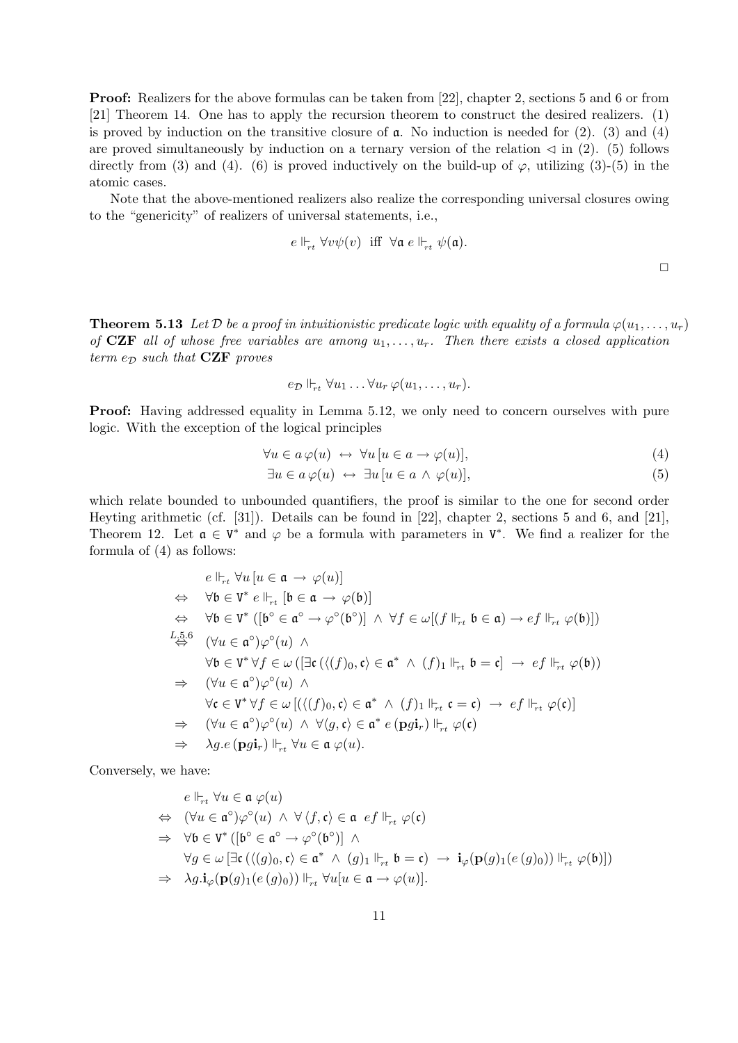**Proof:** Realizers for the above formulas can be taken from [22], chapter 2, sections 5 and 6 or from [21] Theorem 14. One has to apply the recursion theorem to construct the desired realizers. (1) is proved by induction on the transitive closure of $\mathfrak{a}$. No induction is needed for (2). (3) and (4) are proved simultaneously by induction on a ternary version of the relation $\lhd$ in (2). (5) follows directly from (3) and (4). (6) is proved inductively on the build-up of $\varphi$, utilizing (3)-(5) in the atomic cases.

Note that the above-mentioned realizers also realize the corresponding universal closures owing to the "genericity" of realizers of universal statements, i.e.,

$$e \Vdash_{rt} \forall v \psi(v) \;\text{ iff }\; \forall \mathfrak{a}\; e \Vdash_{rt} \psi(\mathfrak{a}).$$

$\square$

**Theorem 5.13** *Let $\mathcal{D}$ be a proof in intuitionistic predicate logic with equality of a formula $\varphi(u_1, \ldots, u_r)$ of* **CZF** *all of whose free variables are among $u_1, \ldots, u_r$. Then there exists a closed application term $e_{\mathcal{D}}$ such that* **CZF** *proves*

$$e_{\mathcal{D}} \Vdash_{rt} \forall u_1 \ldots \forall u_r\, \varphi(u_1, \ldots, u_r).$$

**Proof:** Having addressed equality in Lemma 5.12, we only need to concern ourselves with pure logic. With the exception of the logical principles

$$\forall u \in a\, \varphi(u) \;\leftrightarrow\; \forall u\, [u \in a \to \varphi(u)], \tag{4}$$

$$\exists u \in a\, \varphi(u) \;\leftrightarrow\; \exists u\, [u \in a \,\wedge\, \varphi(u)], \tag{5}$$

which relate bounded to unbounded quantifiers, the proof is similar to the one for second order Heyting arithmetic (cf. [31]). Details can be found in [22], chapter 2, sections 5 and 6, and [21], Theorem 12. Let $\mathfrak{a} \in \mathrm{V}^*$ and $\varphi$ be a formula with parameters in $\mathrm{V}^*$. We find a realizer for the formula of (4) as follows:

$$
\begin{array}{ll}
 & e \Vdash_{rt} \forall u\, [u \in \mathfrak{a} \to \varphi(u)] \\
\Leftrightarrow & \forall \mathfrak{b} \in \mathrm{V}^*\; e \Vdash_{rt} [\mathfrak{b} \in \mathfrak{a} \to \varphi(\mathfrak{b})] \\
\Leftrightarrow & \forall \mathfrak{b} \in \mathrm{V}^*\, ([\mathfrak{b}^\circ \in \mathfrak{a}^\circ \to \varphi^\circ(\mathfrak{b}^\circ)] \;\wedge\; \forall f \in \omega[(f \Vdash_{rt} \mathfrak{b} \in \mathfrak{a}) \to ef \Vdash_{rt} \varphi(\mathfrak{b})]) \\
\overset{L.5.6}{\Leftrightarrow} & (\forall u \in \mathfrak{a}^\circ)\varphi^\circ(u) \;\wedge \\
 & \forall \mathfrak{b} \in \mathrm{V}^*\, \forall f \in \omega\, ([\exists \mathfrak{c}\, (\langle (f)_0, \mathfrak{c} \rangle \in \mathfrak{a}^* \;\wedge\; (f)_1 \Vdash_{rt} \mathfrak{b} = \mathfrak{c}] \;\to\; ef \Vdash_{rt} \varphi(\mathfrak{b})) \\
\Rightarrow & (\forall u \in \mathfrak{a}^\circ)\varphi^\circ(u) \;\wedge \\
 & \forall \mathfrak{c} \in \mathrm{V}^*\, \forall f \in \omega\, [(\langle (f)_0, \mathfrak{c} \rangle \in \mathfrak{a}^* \;\wedge\; (f)_1 \Vdash_{rt} \mathfrak{c} = \mathfrak{c}) \;\to\; ef \Vdash_{rt} \varphi(\mathfrak{c})] \\
\Rightarrow & (\forall u \in \mathfrak{a}^\circ)\varphi^\circ(u) \;\wedge\; \forall \langle g, \mathfrak{c} \rangle \in \mathfrak{a}^*\; e\, (\mathbf{p} g \mathbf{i}_r) \Vdash_{rt} \varphi(\mathfrak{c}) \\
\Rightarrow & \lambda g. e\, (\mathbf{p} g \mathbf{i}_r) \Vdash_{rt} \forall u \in \mathfrak{a}\, \varphi(u).
\end{array}
$$

Conversely, we have:

$$
\begin{array}{ll}
 & e \Vdash_{rt} \forall u \in \mathfrak{a}\, \varphi(u) \\
\Leftrightarrow & (\forall u \in \mathfrak{a}^\circ)\varphi^\circ(u) \;\wedge\; \forall \langle f, \mathfrak{c} \rangle \in \mathfrak{a}\;\; ef \Vdash_{rt} \varphi(\mathfrak{c}) \\
\Rightarrow & \forall \mathfrak{b} \in \mathrm{V}^*\, ([\mathfrak{b}^\circ \in \mathfrak{a}^\circ \to \varphi^\circ(\mathfrak{b}^\circ)] \;\wedge \\
 & \forall g \in \omega\, [\exists \mathfrak{c}\, (\langle (g)_0, \mathfrak{c} \rangle \in \mathfrak{a}^* \;\wedge\; (g)_1 \Vdash_{rt} \mathfrak{b} = \mathfrak{c}) \;\to\; \mathbf{i}_\varphi(\mathbf{p}(g)_1(e\,(g)_0)) \Vdash_{rt} \varphi(\mathfrak{b})]) \\
\Rightarrow & \lambda g. \mathbf{i}_\varphi(\mathbf{p}(g)_1(e\,(g)_0)) \Vdash_{rt} \forall u[u \in \mathfrak{a} \to \varphi(u)].
\end{array}
$$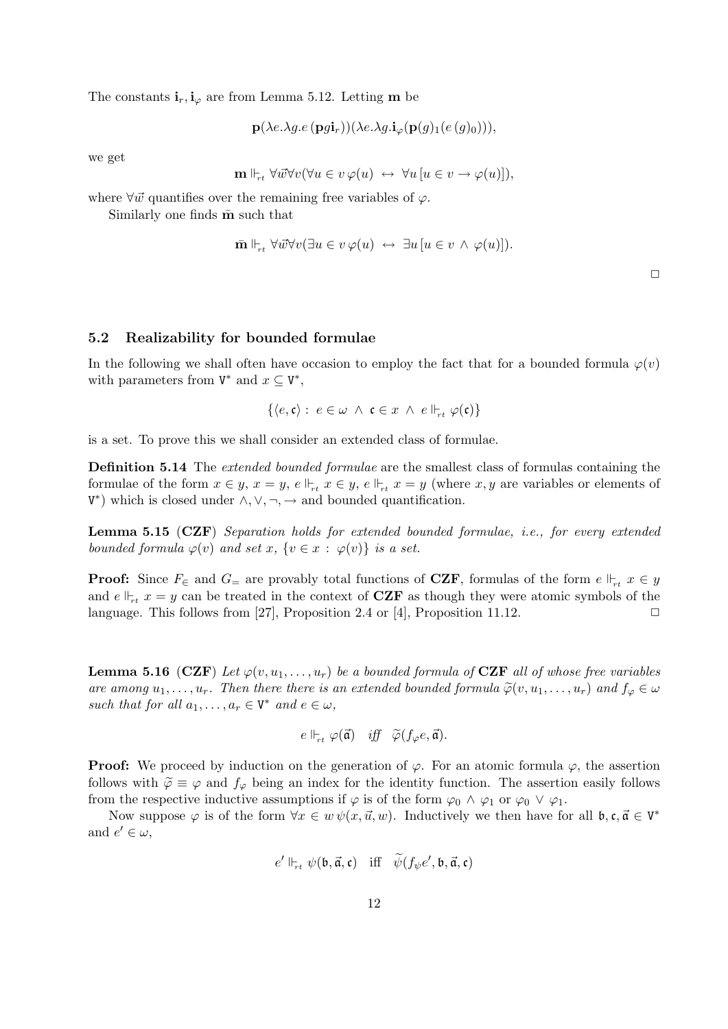The constants $\mathbf{i}_r, \mathbf{i}_\varphi$ are from Lemma 5.12. Letting $\mathbf{m}$ be

$$\mathbf{p}(\lambda e.\lambda g.e\,(\mathbf{p}g\mathbf{i}_r))(\lambda e.\lambda g.\mathbf{i}_\varphi(\mathbf{p}(g)_1(e\,(g)_0))),$$

we get

$$\mathbf{m} \Vdash_{rt} \forall \vec{w} \forall v (\forall u \in v\, \varphi(u) \;\leftrightarrow\; \forall u\, [u \in v \rightarrow \varphi(u)]),$$

where $\forall \vec{w}$ quantifies over the remaining free variables of $\varphi$.

Similarly one finds $\bar{\mathbf{m}}$ such that

$$\bar{\mathbf{m}} \Vdash_{rt} \forall \vec{w} \forall v (\exists u \in v\, \varphi(u) \;\leftrightarrow\; \exists u\, [u \in v \,\wedge\, \varphi(u)]).$$

$\square$

### 5.2 Realizability for bounded formulae

In the following we shall often have occasion to employ the fact that for a bounded formula $\varphi(v)$ with parameters from $\mathtt{V}^*$ and $x \subseteq \mathtt{V}^*$,

$$\{\langle e, \mathfrak{c}\rangle : \; e \in \omega \;\wedge\; \mathfrak{c} \in x \;\wedge\; e \Vdash_{rt} \varphi(\mathfrak{c})\}$$

is a set. To prove this we shall consider an extended class of formulae.

**Definition 5.14** The *extended bounded formulae* are the smallest class of formulas containing the formulae of the form $x \in y$, $x = y$, $e \Vdash_{rt} x \in y$, $e \Vdash_{rt} x = y$ (where $x, y$ are variables or elements of $\mathtt{V}^*$) which is closed under $\wedge, \vee, \neg, \rightarrow$ and bounded quantification.

**Lemma 5.15 (CZF)** *Separation holds for extended bounded formulae, i.e., for every extended bounded formula $\varphi(v)$ and set $x$, $\{v \in x \,:\, \varphi(v)\}$ is a set.*

**Proof:** Since $F_\in$ and $G_=$ are provably total functions of **CZF**, formulas of the form $e \Vdash_{rt} x \in y$ and $e \Vdash_{rt} x = y$ can be treated in the context of **CZF** as though they were atomic symbols of the language. This follows from [27], Proposition 2.4 or [4], Proposition 11.12. $\square$

**Lemma 5.16 (CZF)** *Let $\varphi(v, u_1, \ldots, u_r)$ be a bounded formula of **CZF** all of whose free variables are among $u_1, \ldots, u_r$. Then there there is an extended bounded formula $\widetilde{\varphi}(v, u_1, \ldots, u_r)$ and $f_\varphi \in \omega$ such that for all $a_1, \ldots, a_r \in \mathtt{V}^*$ and $e \in \omega$,*

$$e \Vdash_{rt} \varphi(\vec{\mathfrak{a}}) \quad \textit{iff} \quad \widetilde{\varphi}(f_\varphi e, \vec{\mathfrak{a}}).$$

**Proof:** We proceed by induction on the generation of $\varphi$. For an atomic formula $\varphi$, the assertion follows with $\widetilde{\varphi} \equiv \varphi$ and $f_\varphi$ being an index for the identity function. The assertion easily follows from the respective inductive assumptions if $\varphi$ is of the form $\varphi_0 \wedge \varphi_1$ or $\varphi_0 \vee \varphi_1$.

Now suppose $\varphi$ is of the form $\forall x \in w\, \psi(x, \vec{u}, w)$. Inductively we then have for all $\mathfrak{b}, \mathfrak{c}, \vec{\mathfrak{a}} \in \mathtt{V}^*$ and $e' \in \omega$,

$$e' \Vdash_{rt} \psi(\mathfrak{b}, \vec{\mathfrak{a}}, \mathfrak{c}) \quad \text{iff} \quad \widetilde{\psi}(f_\psi e', \mathfrak{b}, \vec{\mathfrak{a}}, \mathfrak{c})$$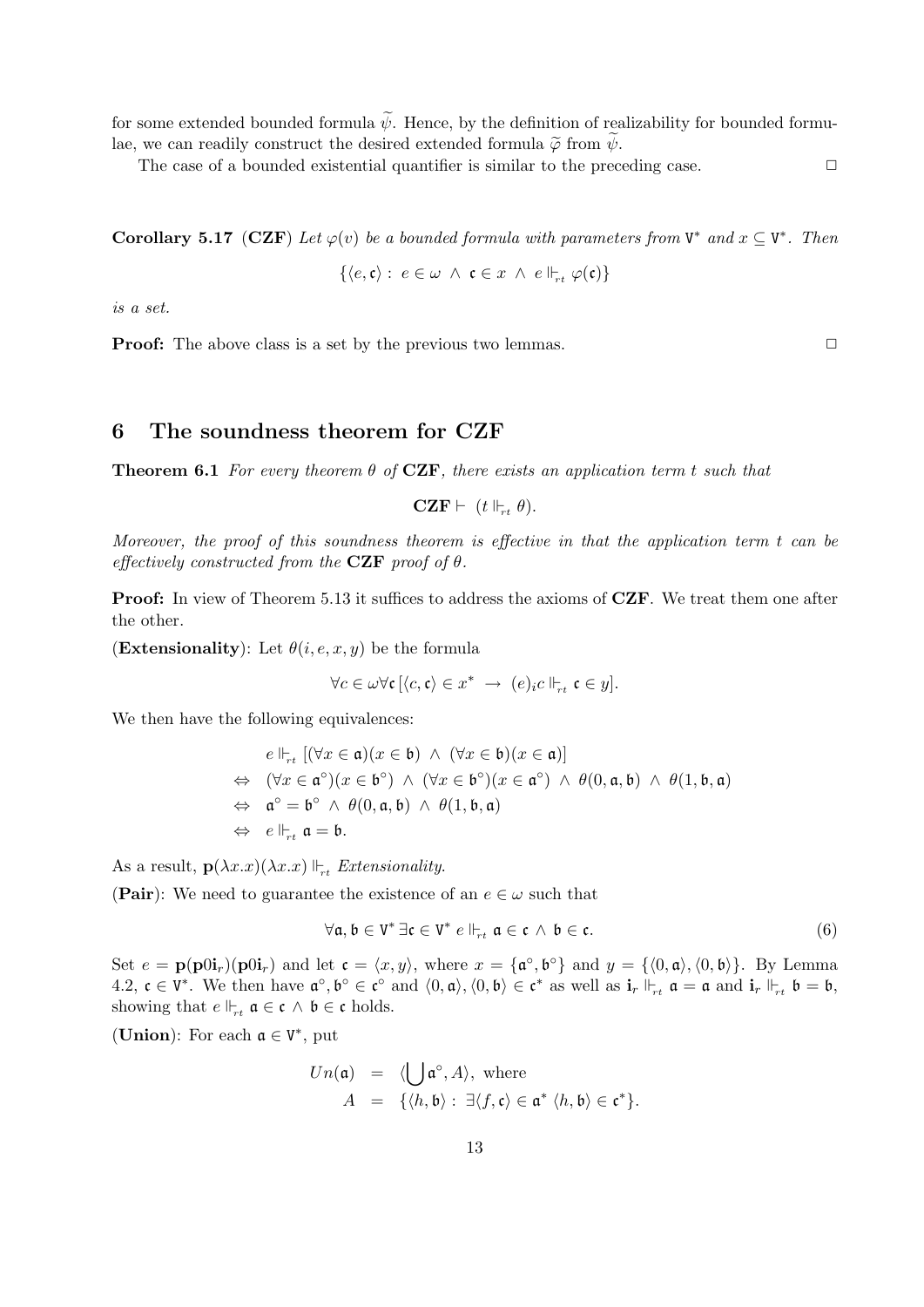for some extended bounded formula $\widetilde{\psi}$. Hence, by the definition of realizability for bounded formulae, we can readily construct the desired extended formula $\widetilde{\varphi}$ from $\widetilde{\psi}$.

The case of a bounded existential quantifier is similar to the preceding case. $\Box$

**Corollary 5.17** (**CZF**) *Let $\varphi(v)$ be a bounded formula with parameters from $\mathtt{V}^*$ and $x \subseteq \mathtt{V}^*$. Then*

$$\{\langle e, \mathfrak{c}\rangle :\ e \in \omega\ \wedge\ \mathfrak{c} \in x\ \wedge\ e \Vdash_{rt} \varphi(\mathfrak{c})\}$$

*is a set.*

**Proof:** The above class is a set by the previous two lemmas. $\Box$

## 6 The soundness theorem for CZF

**Theorem 6.1** *For every theorem $\theta$ of* **CZF**, *there exists an application term $t$ such that*

$$\mathbf{CZF} \vdash\ (t \Vdash_{rt} \theta).$$

*Moreover, the proof of this soundness theorem is effective in that the application term $t$ can be effectively constructed from the* **CZF** *proof of $\theta$.*

**Proof:** In view of Theorem 5.13 it suffices to address the axioms of **CZF**. We treat them one after the other.

(**Extensionality**): Let $\theta(i, e, x, y)$ be the formula

$$\forall c \in \omega \forall \mathfrak{c}\, [\langle c, \mathfrak{c}\rangle \in x^*\ \rightarrow\ (e)_i c \Vdash_{rt} \mathfrak{c} \in y].$$

We then have the following equivalences:

$$\begin{aligned}
& e \Vdash_{rt} [(\forall x \in \mathfrak{a})(x \in \mathfrak{b})\ \wedge\ (\forall x \in \mathfrak{b})(x \in \mathfrak{a})] \\
\Leftrightarrow\ \ & (\forall x \in \mathfrak{a}^\circ)(x \in \mathfrak{b}^\circ)\ \wedge\ (\forall x \in \mathfrak{b}^\circ)(x \in \mathfrak{a}^\circ)\ \wedge\ \theta(0, \mathfrak{a}, \mathfrak{b})\ \wedge\ \theta(1, \mathfrak{b}, \mathfrak{a}) \\
\Leftrightarrow\ \ & \mathfrak{a}^\circ = \mathfrak{b}^\circ\ \wedge\ \theta(0, \mathfrak{a}, \mathfrak{b})\ \wedge\ \theta(1, \mathfrak{b}, \mathfrak{a}) \\
\Leftrightarrow\ \ & e \Vdash_{rt} \mathfrak{a} = \mathfrak{b}.
\end{aligned}$$

As a result, $\mathbf{p}(\lambda x.x)(\lambda x.x) \Vdash_{rt}$ *Extensionality*.

(**Pair**): We need to guarantee the existence of an $e \in \omega$ such that

$$\forall \mathfrak{a}, \mathfrak{b} \in \mathtt{V}^*\ \exists \mathfrak{c} \in \mathtt{V}^*\ e \Vdash_{rt} \mathfrak{a} \in \mathfrak{c}\ \wedge\ \mathfrak{b} \in \mathfrak{c}. \tag{6}$$

Set $e = \mathbf{p}(\mathbf{p}0\mathbf{i}_r)(\mathbf{p}0\mathbf{i}_r)$ and let $\mathfrak{c} = \langle x, y\rangle$, where $x = \{\mathfrak{a}^\circ, \mathfrak{b}^\circ\}$ and $y = \{\langle 0, \mathfrak{a}\rangle, \langle 0, \mathfrak{b}\rangle\}$. By Lemma 4.2, $\mathfrak{c} \in \mathtt{V}^*$. We then have $\mathfrak{a}^\circ, \mathfrak{b}^\circ \in \mathfrak{c}^\circ$ and $\langle 0, \mathfrak{a}\rangle, \langle 0, \mathfrak{b}\rangle \in \mathfrak{c}^*$ as well as $\mathbf{i}_r \Vdash_{rt} \mathfrak{a} = \mathfrak{a}$ and $\mathbf{i}_r \Vdash_{rt} \mathfrak{b} = \mathfrak{b}$, showing that $e \Vdash_{rt} \mathfrak{a} \in \mathfrak{c} \wedge \mathfrak{b} \in \mathfrak{c}$ holds.

(**Union**): For each $\mathfrak{a} \in \mathtt{V}^*$, put

$$\begin{aligned}
Un(\mathfrak{a}) &= \langle \bigcup \mathfrak{a}^\circ, A\rangle, \text{ where} \\
A &= \{\langle h, \mathfrak{b}\rangle :\ \exists \langle f, \mathfrak{c}\rangle \in \mathfrak{a}^*\ \langle h, \mathfrak{b}\rangle \in \mathfrak{c}^*\}.
\end{aligned}$$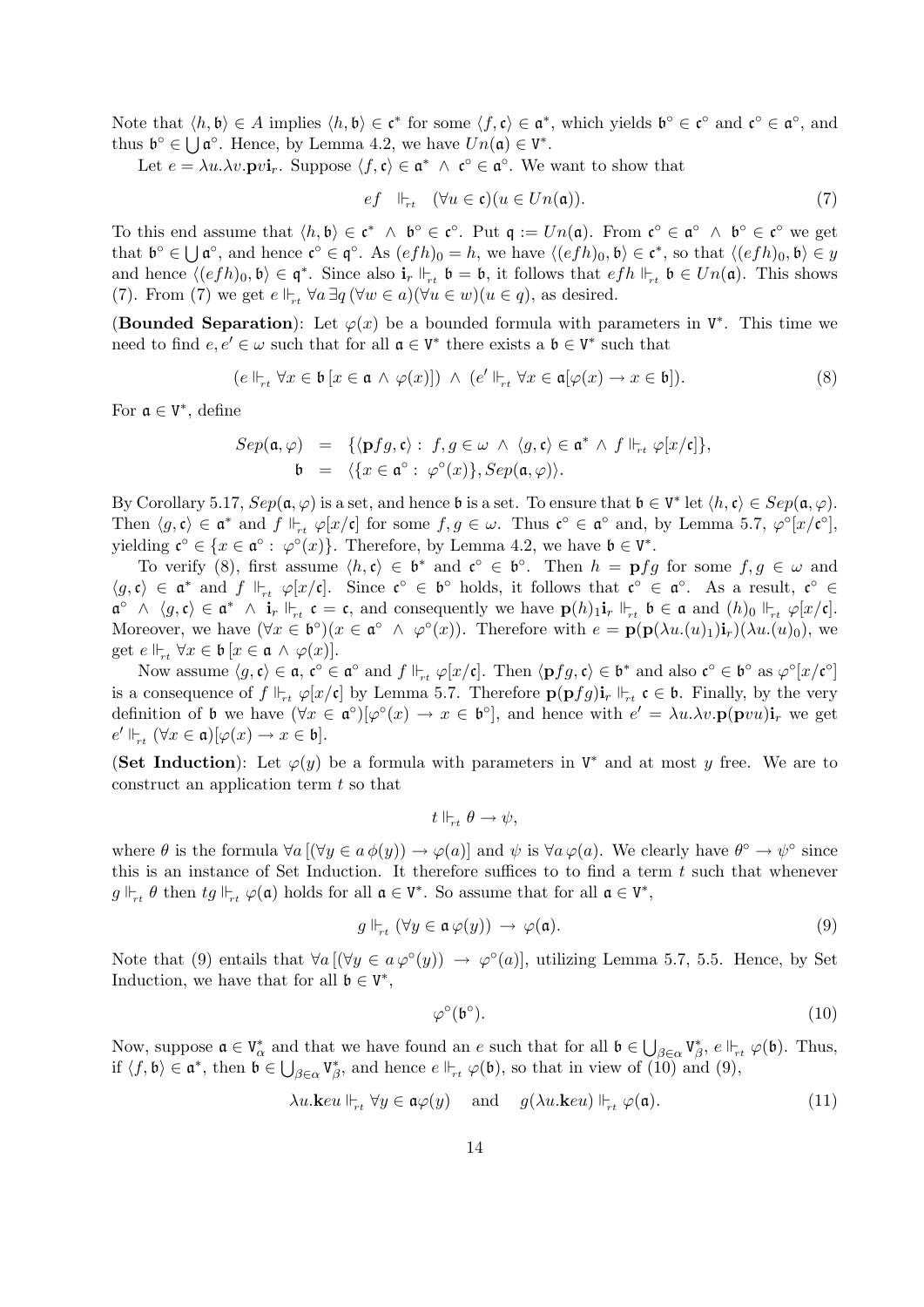Note that $\langle h, \mathfrak{b}\rangle \in A$ implies $\langle h, \mathfrak{b}\rangle \in \mathfrak{c}^*$ for some $\langle f, \mathfrak{c}\rangle \in \mathfrak{a}^*$, which yields $\mathfrak{b}^\circ \in \mathfrak{c}^\circ$ and $\mathfrak{c}^\circ \in \mathfrak{a}^\circ$, and thus $\mathfrak{b}^\circ \in \bigcup \mathfrak{a}^\circ$. Hence, by Lemma 4.2, we have $Un(\mathfrak{a}) \in \mathtt{V}^*$.

Let $e = \lambda u.\lambda v.\mathbf{p}v\mathbf{i}_r$. Suppose $\langle f, \mathfrak{c}\rangle \in \mathfrak{a}^* \wedge \mathfrak{c}^\circ \in \mathfrak{a}^\circ$. We want to show that

$$ef \quad \Vdash_{rt} \quad (\forall u \in \mathfrak{c})(u \in Un(\mathfrak{a})). \tag{7}$$

To this end assume that $\langle h, \mathfrak{b}\rangle \in \mathfrak{c}^* \wedge \mathfrak{b}^\circ \in \mathfrak{c}^\circ$. Put $\mathfrak{q} := Un(\mathfrak{a})$. From $\mathfrak{c}^\circ \in \mathfrak{a}^\circ \wedge \mathfrak{b}^\circ \in \mathfrak{c}^\circ$ we get that $\mathfrak{b}^\circ \in \bigcup \mathfrak{a}^\circ$, and hence $\mathfrak{c}^\circ \in \mathfrak{q}^\circ$. As $(efh)_0 = h$, we have $\langle (efh)_0, \mathfrak{b}\rangle \in \mathfrak{c}^*$, so that $\langle (efh)_0, \mathfrak{b}\rangle \in y$ and hence $\langle (efh)_0, \mathfrak{b}\rangle \in \mathfrak{q}^*$. Since also $\mathbf{i}_r \Vdash_{rt} \mathfrak{b} = \mathfrak{b}$, it follows that $efh \Vdash_{rt} \mathfrak{b} \in Un(\mathfrak{a})$. This shows (7). From (7) we get $e \Vdash_{rt} \forall a\, \exists q\, (\forall w \in a)(\forall u \in w)(u \in q)$, as desired.

(**Bounded Separation**): Let $\varphi(x)$ be a bounded formula with parameters in $\mathtt{V}^*$. This time we need to find $e, e' \in \omega$ such that for all $\mathfrak{a} \in \mathtt{V}^*$ there exists a $\mathfrak{b} \in \mathtt{V}^*$ such that

$$(e \Vdash_{rt} \forall x \in \mathfrak{b}\, [x \in \mathfrak{a} \wedge \varphi(x)]) \wedge (e' \Vdash_{rt} \forall x \in \mathfrak{a}[\varphi(x) \to x \in \mathfrak{b}]). \tag{8}$$

For $\mathfrak{a} \in \mathtt{V}^*$, define

$$\begin{aligned} Sep(\mathfrak{a}, \varphi) &= \{\langle \mathbf{p}fg, \mathfrak{c}\rangle : f, g \in \omega \wedge \langle g, \mathfrak{c}\rangle \in \mathfrak{a}^* \wedge f \Vdash_{rt} \varphi[x/\mathfrak{c}]\}, \\ \mathfrak{b} &= \langle \{x \in \mathfrak{a}^\circ : \varphi^\circ(x)\}, Sep(\mathfrak{a}, \varphi)\rangle. \end{aligned}$$

By Corollary 5.17, $Sep(\mathfrak{a}, \varphi)$ is a set, and hence $\mathfrak{b}$ is a set. To ensure that $\mathfrak{b} \in \mathtt{V}^*$ let $\langle h, \mathfrak{c}\rangle \in Sep(\mathfrak{a}, \varphi)$. Then $\langle g, \mathfrak{c}\rangle \in \mathfrak{a}^*$ and $f \Vdash_{rt} \varphi[x/\mathfrak{c}]$ for some $f, g \in \omega$. Thus $\mathfrak{c}^\circ \in \mathfrak{a}^\circ$ and, by Lemma 5.7, $\varphi^\circ[x/\mathfrak{c}^\circ]$, yielding $\mathfrak{c}^\circ \in \{x \in \mathfrak{a}^\circ : \varphi^\circ(x)\}$. Therefore, by Lemma 4.2, we have $\mathfrak{b} \in \mathtt{V}^*$.

To verify (8), first assume $\langle h, \mathfrak{c}\rangle \in \mathfrak{b}^*$ and $\mathfrak{c}^\circ \in \mathfrak{b}^\circ$. Then $h = \mathbf{p}fg$ for some $f, g \in \omega$ and $\langle g, \mathfrak{c}\rangle \in \mathfrak{a}^*$ and $f \Vdash_{rt} \varphi[x/\mathfrak{c}]$. Since $\mathfrak{c}^\circ \in \mathfrak{b}^\circ$ holds, it follows that $\mathfrak{c}^\circ \in \mathfrak{a}^\circ$. As a result, $\mathfrak{c}^\circ \in \mathfrak{a}^\circ \wedge \langle g, \mathfrak{c}\rangle \in \mathfrak{a}^* \wedge \mathbf{i}_r \Vdash_{rt} \mathfrak{c} = \mathfrak{c}$, and consequently we have $\mathbf{p}(h)_1\mathbf{i}_r \Vdash_{rt} \mathfrak{b} \in \mathfrak{a}$ and $(h)_0 \Vdash_{rt} \varphi[x/\mathfrak{c}]$. Moreover, we have $(\forall x \in \mathfrak{b}^\circ)(x \in \mathfrak{a}^\circ \wedge \varphi^\circ(x))$. Therefore with $e = \mathbf{p}(\mathbf{p}(\lambda u.(u)_1)\mathbf{i}_r)(\lambda u.(u)_0)$, we get $e \Vdash_{rt} \forall x \in \mathfrak{b}\, [x \in \mathfrak{a} \wedge \varphi(x)]$.

Now assume $\langle g, \mathfrak{c}\rangle \in \mathfrak{a}$, $\mathfrak{c}^\circ \in \mathfrak{a}^\circ$ and $f \Vdash_{rt} \varphi[x/\mathfrak{c}]$. Then $\langle \mathbf{p}fg, \mathfrak{c}\rangle \in \mathfrak{b}^*$ and also $\mathfrak{c}^\circ \in \mathfrak{b}^\circ$ as $\varphi^\circ[x/\mathfrak{c}^\circ]$ is a consequence of $f \Vdash_{rt} \varphi[x/\mathfrak{c}]$ by Lemma 5.7. Therefore $\mathbf{p}(\mathbf{p}fg)\mathbf{i}_r \Vdash_{rt} \mathfrak{c} \in \mathfrak{b}$. Finally, by the very definition of $\mathfrak{b}$ we have $(\forall x \in \mathfrak{a}^\circ)[\varphi^\circ(x) \to x \in \mathfrak{b}^\circ]$, and hence with $e' = \lambda u.\lambda v.\mathbf{p}(\mathbf{p}vu)\mathbf{i}_r$ we get $e' \Vdash_{rt} (\forall x \in \mathfrak{a})[\varphi(x) \to x \in \mathfrak{b}]$.

(**Set Induction**): Let $\varphi(y)$ be a formula with parameters in $\mathtt{V}^*$ and at most $y$ free. We are to construct an application term $t$ so that

$$t \Vdash_{rt} \theta \to \psi,$$

where $\theta$ is the formula $\forall a\, [(\forall y \in a\, \phi(y)) \to \varphi(a)]$ and $\psi$ is $\forall a\, \varphi(a)$. We clearly have $\theta^\circ \to \psi^\circ$ since this is an instance of Set Induction. It therefore suffices to to find a term $t$ such that whenever $g \Vdash_{rt} \theta$ then $tg \Vdash_{rt} \varphi(\mathfrak{a})$ holds for all $\mathfrak{a} \in \mathtt{V}^*$. So assume that for all $\mathfrak{a} \in \mathtt{V}^*$,

$$g \Vdash_{rt} (\forall y \in \mathfrak{a}\, \varphi(y)) \to \varphi(\mathfrak{a}). \tag{9}$$

Note that (9) entails that $\forall a\, [(\forall y \in a\, \varphi^\circ(y)) \to \varphi^\circ(a)]$, utilizing Lemma 5.7, 5.5. Hence, by Set Induction, we have that for all $\mathfrak{b} \in \mathtt{V}^*$,

$$\varphi^\circ(\mathfrak{b}^\circ). \tag{10}$$

Now, suppose $\mathfrak{a} \in \mathtt{V}^*_\alpha$ and that we have found an $e$ such that for all $\mathfrak{b} \in \bigcup_{\beta\in\alpha} \mathtt{V}^*_\beta$, $e \Vdash_{rt} \varphi(\mathfrak{b})$. Thus, if $\langle f, \mathfrak{b}\rangle \in \mathfrak{a}^*$, then $\mathfrak{b} \in \bigcup_{\beta\in\alpha} \mathtt{V}^*_\beta$, and hence $e \Vdash_{rt} \varphi(\mathfrak{b})$, so that in view of (10) and (9),

$$\lambda u.\mathbf{k}eu \Vdash_{rt} \forall y \in \mathfrak{a}\varphi(y) \quad \text{ and } \quad g(\lambda u.\mathbf{k}eu) \Vdash_{rt} \varphi(\mathfrak{a}). \tag{11}$$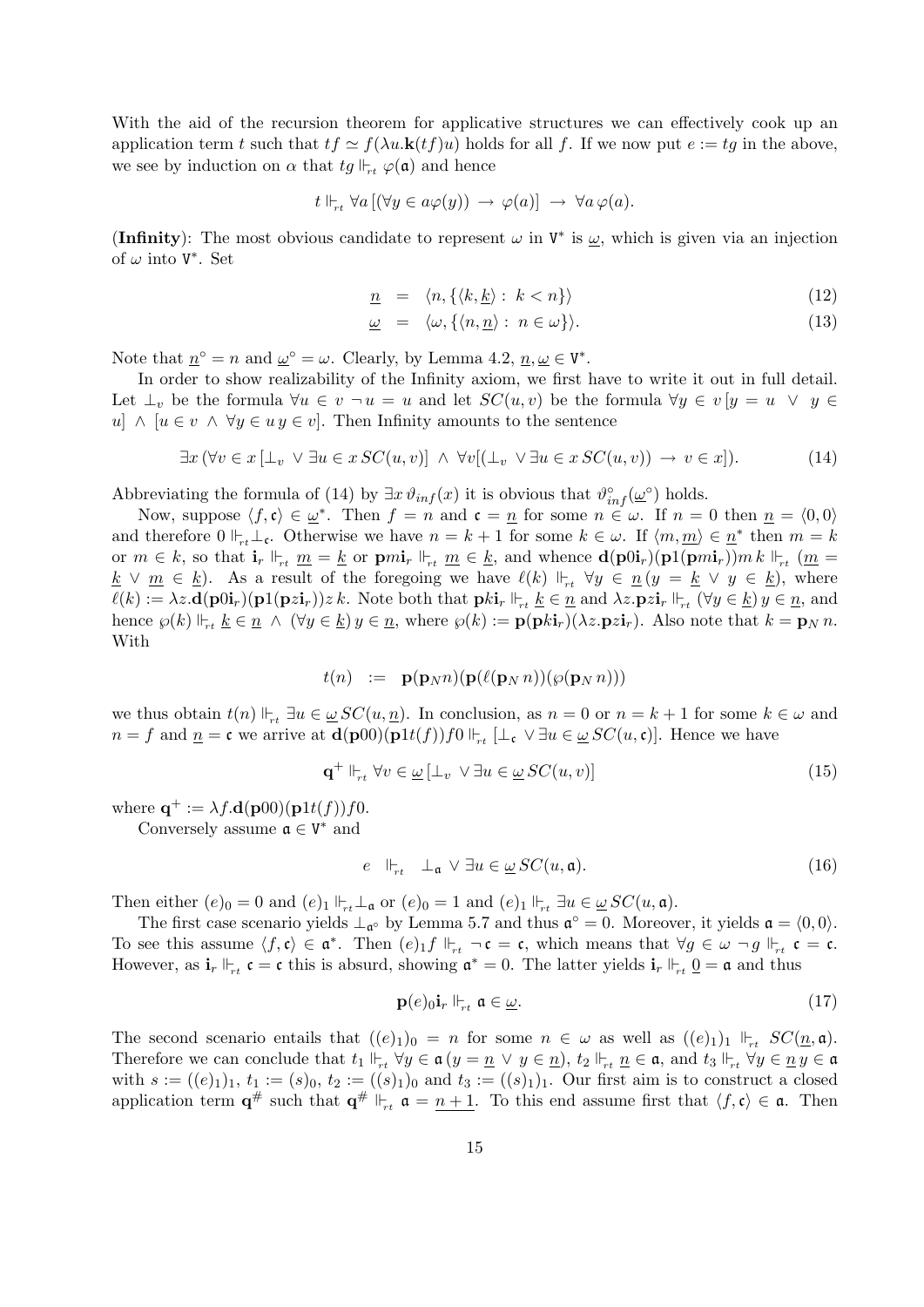With the aid of the recursion theorem for applicative structures we can effectively cook up an application term $t$ such that $tf \simeq f(\lambda u.\mathbf{k}(tf)u)$ holds for all $f$. If we now put $e := tg$ in the above, we see by induction on $\alpha$ that $tg \Vdash_{rt} \varphi(\mathfrak{a})$ and hence

$$t \Vdash_{rt} \forall a\,[(\forall y \in a\varphi(y)) \;\rightarrow\; \varphi(a)] \;\rightarrow\; \forall a\,\varphi(a).$$

(**Infinity**): The most obvious candidate to represent $\omega$ in $\mathtt{V}^*$ is $\underline{\omega}$, which is given via an injection of $\omega$ into $\mathtt{V}^*$. Set

$$\underline{n} \;=\; \langle n, \{\langle k, \underline{k}\rangle :\; k < n\}\rangle \tag{12}$$

$$\underline{\omega} \;=\; \langle \omega, \{\langle n, \underline{n}\rangle :\; n \in \omega\}\rangle. \tag{13}$$

Note that $\underline{n}^\circ = n$ and $\underline{\omega}^\circ = \omega$. Clearly, by Lemma 4.2, $\underline{n}, \underline{\omega} \in \mathtt{V}^*$.

In order to show realizability of the Infinity axiom, we first have to write it out in full detail. Let $\bot_v$ be the formula $\forall u \in v\; \neg u = u$ and let $SC(u,v)$ be the formula $\forall y \in v\,[y = u \;\vee\; y \in u] \;\wedge\; [u \in v \;\wedge\; \forall y \in u\, y \in v]$. Then Infinity amounts to the sentence

$$\exists x\, (\forall v \in x\,[\bot_v \;\vee \exists u \in x\, SC(u,v)] \;\wedge\; \forall v[(\bot_v \;\vee \exists u \in x\, SC(u,v)) \;\rightarrow\; v \in x]). \tag{14}$$

Abbreviating the formula of (14) by $\exists x\, \vartheta_{inf}(x)$ it is obvious that $\vartheta^\circ_{inf}(\underline{\omega}^\circ)$ holds.

Now, suppose $\langle f, \mathfrak{c}\rangle \in \underline{\omega}^*$. Then $f = n$ and $\mathfrak{c} = \underline{n}$ for some $n \in \omega$. If $n = 0$ then $\underline{n} = \langle 0, 0\rangle$ and therefore $0 \Vdash_{rt} \bot_{\mathfrak{c}}$. Otherwise we have $n = k+1$ for some $k \in \omega$. If $\langle m, \underline{m}\rangle \in \underline{n}^*$ then $m = k$ or $m \in k$, so that $\mathbf{i}_r \Vdash_{rt} \underline{m} = \underline{k}$ or $\mathbf{p}m\mathbf{i}_r \Vdash_{rt} \underline{m} \in \underline{k}$, and whence $\mathbf{d}(\mathbf{p}0\mathbf{i}_r)(\mathbf{p}1(\mathbf{p}m\mathbf{i}_r))m\,k \Vdash_{rt} (\underline{m} = \underline{k} \;\vee\; \underline{m} \in \underline{k})$. As a result of the foregoing we have $\ell(k) \Vdash_{rt} \forall y \in \underline{n}\,(y = \underline{k} \;\vee\; y \in \underline{k})$, where $\ell(k) := \lambda z.\mathbf{d}(\mathbf{p}0\mathbf{i}_r)(\mathbf{p}1(\mathbf{p}z\mathbf{i}_r))z\,k$. Note both that $\mathbf{p}k\mathbf{i}_r \Vdash_{rt} \underline{k} \in \underline{n}$ and $\lambda z.\mathbf{p}z\mathbf{i}_r \Vdash_{rt} (\forall y \in \underline{k})\, y \in \underline{n}$, and hence $\wp(k) \Vdash_{rt} \underline{k} \in \underline{n} \;\wedge\; (\forall y \in \underline{k})\, y \in \underline{n}$, where $\wp(k) := \mathbf{p}(\mathbf{p}k\mathbf{i}_r)(\lambda z.\mathbf{p}z\mathbf{i}_r)$. Also note that $k = \mathbf{p}_N\, n$. With

$$t(n) \;\;:=\;\; \mathbf{p}(\mathbf{p}_N n)(\mathbf{p}(\ell(\mathbf{p}_N\, n))(\wp(\mathbf{p}_N\, n)))$$

we thus obtain $t(n) \Vdash_{rt} \exists u \in \underline{\omega}\, SC(u, \underline{n})$. In conclusion, as $n = 0$ or $n = k+1$ for some $k \in \omega$ and $n = f$ and $\underline{n} = \mathfrak{c}$ we arrive at $\mathbf{d}(\mathbf{p}00)(\mathbf{p}1t(f))f0 \Vdash_{rt} [\bot_{\mathfrak{c}} \;\vee \exists u \in \underline{\omega}\, SC(u, \mathfrak{c})]$. Hence we have

$$\mathbf{q}^+ \Vdash_{rt} \forall v \in \underline{\omega}\,[\bot_v \;\vee \exists u \in \underline{\omega}\, SC(u,v)] \tag{15}$$

where $\mathbf{q}^+ := \lambda f.\mathbf{d}(\mathbf{p}00)(\mathbf{p}1t(f))f0$.

Conversely assume $\mathfrak{a} \in \mathtt{V}^*$ and

$$e \;\;\Vdash_{rt}\;\; \bot_{\mathfrak{a}} \;\vee \exists u \in \underline{\omega}\, SC(u, \mathfrak{a}). \tag{16}$$

Then either $(e)_0 = 0$ and $(e)_1 \Vdash_{rt} \bot_{\mathfrak{a}}$ or $(e)_0 = 1$ and $(e)_1 \Vdash_{rt} \exists u \in \underline{\omega}\, SC(u, \mathfrak{a})$.

The first case scenario yields $\bot_{\mathfrak{a}^\circ}$ by Lemma 5.7 and thus $\mathfrak{a}^\circ = 0$. Moreover, it yields $\mathfrak{a} = \langle 0, 0\rangle$. To see this assume $\langle f, \mathfrak{c}\rangle \in \mathfrak{a}^*$. Then $(e)_1 f \Vdash_{rt} \neg\, \mathfrak{c} = \mathfrak{c}$, which means that $\forall g \in \omega\; \neg\, g \Vdash_{rt} \mathfrak{c} = \mathfrak{c}$. However, as $\mathbf{i}_r \Vdash_{rt} \mathfrak{c} = \mathfrak{c}$ this is absurd, showing $\mathfrak{a}^* = 0$. The latter yields $\mathbf{i}_r \Vdash_{rt} \underline{0} = \mathfrak{a}$ and thus

$$\mathbf{p}(e)_0\mathbf{i}_r \Vdash_{rt} \mathfrak{a} \in \underline{\omega}. \tag{17}$$

The second scenario entails that $((e)_1)_0 = n$ for some $n \in \omega$ as well as $((e)_1)_1 \Vdash_{rt} SC(\underline{n}, \mathfrak{a})$. Therefore we can conclude that $t_1 \Vdash_{rt} \forall y \in \mathfrak{a}\,(y = \underline{n} \;\vee\; y \in \underline{n})$, $t_2 \Vdash_{rt} \underline{n} \in \mathfrak{a}$, and $t_3 \Vdash_{rt} \forall y \in \underline{n}\, y \in \mathfrak{a}$ with $s := ((e)_1)_1$, $t_1 := (s)_0$, $t_2 := ((s)_1)_0$ and $t_3 := ((s)_1)_1$. Our first aim is to construct a closed application term $\mathbf{q}^\#$ such that $\mathbf{q}^\# \Vdash_{rt} \mathfrak{a} = \underline{n+1}$. To this end assume first that $\langle f, \mathfrak{c}\rangle \in \mathfrak{a}$. Then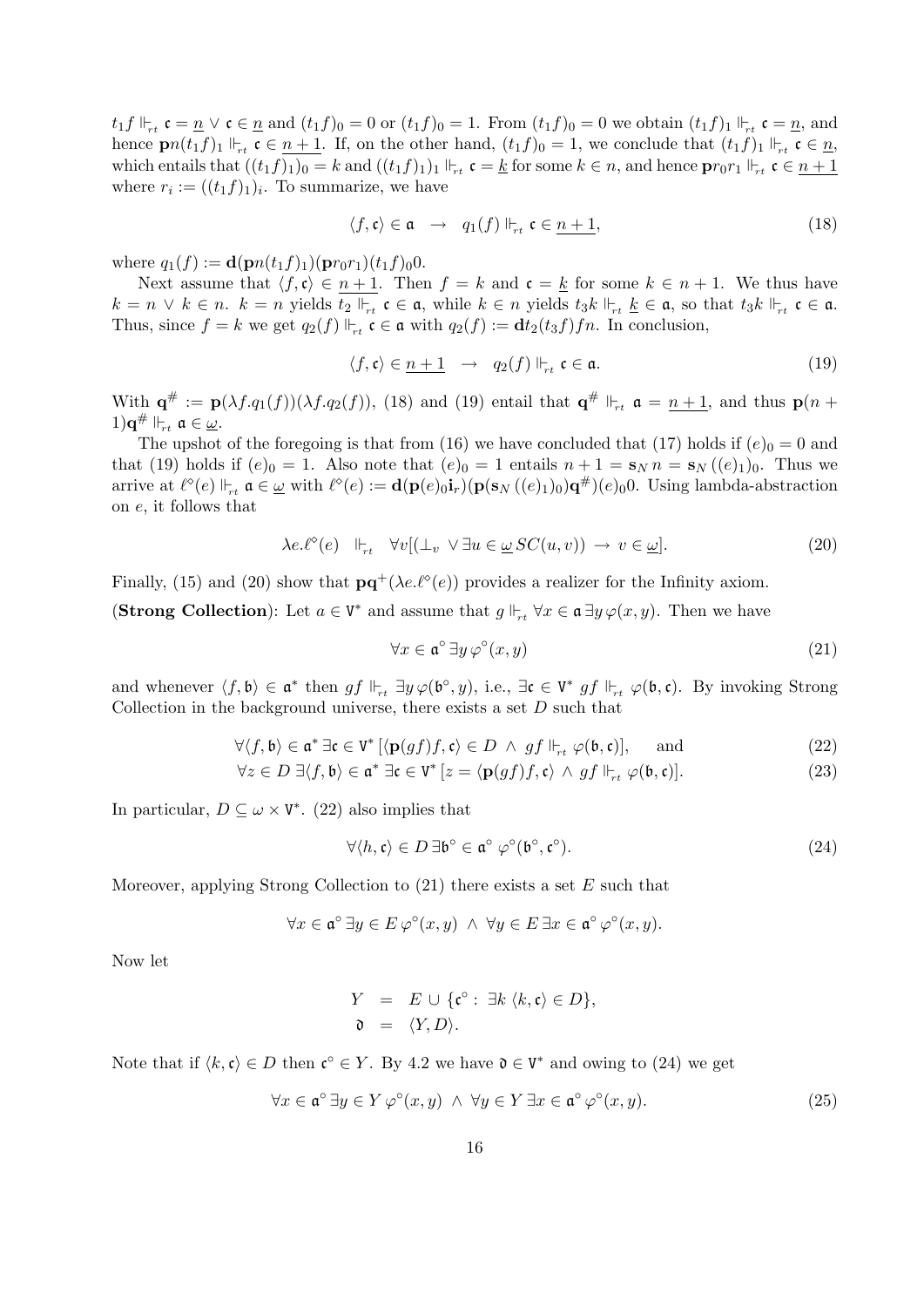$t_1 f \Vdash_{rt} \mathfrak{c} = \underline{n} \vee \mathfrak{c} \in \underline{n}$ and $(t_1 f)_0 = 0$ or $(t_1 f)_0 = 1$. From $(t_1 f)_0 = 0$ we obtain $(t_1 f)_1 \Vdash_{rt} \mathfrak{c} = \underline{n}$, and hence $\mathbf{p}n(t_1 f)_1 \Vdash_{rt} \mathfrak{c} \in \underline{n+1}$. If, on the other hand, $(t_1 f)_0 = 1$, we conclude that $(t_1 f)_1 \Vdash_{rt} \mathfrak{c} \in \underline{n}$, which entails that $((t_1 f)_1)_0 = k$ and $((t_1 f)_1)_1 \Vdash_{rt} \mathfrak{c} = \underline{k}$ for some $k \in n$, and hence $\mathbf{p}r_0 r_1 \Vdash_{rt} \mathfrak{c} \in \underline{n+1}$ where $r_i := ((t_1 f)_1)_i$. To summarize, we have

$$\langle f, \mathfrak{c} \rangle \in \mathfrak{a} \quad \rightarrow \quad q_1(f) \Vdash_{rt} \mathfrak{c} \in \underline{n+1}, \tag{18}$$

where $q_1(f) := \mathbf{d}(\mathbf{p}n(t_1 f)_1)(\mathbf{p}r_0 r_1)(t_1 f)_0 0$.

Next assume that $\langle f, \mathfrak{c} \rangle \in \underline{n+1}$. Then $f = k$ and $\mathfrak{c} = \underline{k}$ for some $k \in n+1$. We thus have $k = n \vee k \in n$. $k = n$ yields $t_2 \Vdash_{rt} \mathfrak{c} \in \mathfrak{a}$, while $k \in n$ yields $t_3 k \Vdash_{rt} \underline{k} \in \mathfrak{a}$, so that $t_3 k \Vdash_{rt} \mathfrak{c} \in \mathfrak{a}$. Thus, since $f = k$ we get $q_2(f) \Vdash_{rt} \mathfrak{c} \in \mathfrak{a}$ with $q_2(f) := \mathbf{d}t_2(t_3 f)fn$. In conclusion,

$$\langle f, \mathfrak{c} \rangle \in \underline{n+1} \quad \rightarrow \quad q_2(f) \Vdash_{rt} \mathfrak{c} \in \mathfrak{a}. \tag{19}$$

With $\mathbf{q}^{\#} := \mathbf{p}(\lambda f.q_1(f))(\lambda f.q_2(f))$, (18) and (19) entail that $\mathbf{q}^{\#} \Vdash_{rt} \mathfrak{a} = \underline{n+1}$, and thus $\mathbf{p}(n+1)\mathbf{q}^{\#} \Vdash_{rt} \mathfrak{a} \in \underline{\omega}$.

The upshot of the foregoing is that from (16) we have concluded that (17) holds if $(e)_0 = 0$ and that (19) holds if $(e)_0 = 1$. Also note that $(e)_0 = 1$ entails $n + 1 = \mathbf{s}_N\, n = \mathbf{s}_N\, ((e)_1)_0$. Thus we arrive at $\ell^\diamond(e) \Vdash_{rt} \mathfrak{a} \in \underline{\omega}$ with $\ell^\diamond(e) := \mathbf{d}(\mathbf{p}(e)_0 \mathbf{i}_r)(\mathbf{p}(\mathbf{s}_N\, ((e)_1)_0)\mathbf{q}^{\#})(e)_0 0$. Using lambda-abstraction on $e$, it follows that

$$\lambda e.\ell^\diamond(e) \quad \Vdash_{rt} \quad \forall v[(\bot_v \,\vee \exists u \in \underline{\omega}\, SC(u, v)) \,\rightarrow\, v \in \underline{\omega}]. \tag{20}$$

Finally, (15) and (20) show that $\mathbf{p}\mathbf{q}^+(\lambda e.\ell^\diamond(e))$ provides a realizer for the Infinity axiom.

(**Strong Collection**): Let $a \in \mathtt{V}^*$ and assume that $g \Vdash_{rt} \forall x \in \mathfrak{a}\, \exists y\, \varphi(x, y)$. Then we have

$$\forall x \in \mathfrak{a}^\circ\, \exists y\, \varphi^\circ(x, y) \tag{21}$$

and whenever $\langle f, \mathfrak{b} \rangle \in \mathfrak{a}^*$ then $gf \Vdash_{rt} \exists y\, \varphi(\mathfrak{b}^\circ, y)$, i.e., $\exists \mathfrak{c} \in \mathtt{V}^*\; gf \Vdash_{rt} \varphi(\mathfrak{b}, \mathfrak{c})$. By invoking Strong Collection in the background universe, there exists a set $D$ such that

$$\forall \langle f, \mathfrak{b} \rangle \in \mathfrak{a}^*\, \exists \mathfrak{c} \in \mathtt{V}^*\, [\langle \mathbf{p}(gf)f, \mathfrak{c} \rangle \in D \;\wedge\; gf \Vdash_{rt} \varphi(\mathfrak{b}, \mathfrak{c})], \quad \text{and} \tag{22}$$

$$\forall z \in D\, \exists \langle f, \mathfrak{b} \rangle \in \mathfrak{a}^*\, \exists \mathfrak{c} \in \mathtt{V}^*\, [z = \langle \mathbf{p}(gf)f, \mathfrak{c} \rangle \;\wedge\; gf \Vdash_{rt} \varphi(\mathfrak{b}, \mathfrak{c})]. \tag{23}$$

In particular, $D \subseteq \omega \times \mathtt{V}^*$. (22) also implies that

$$\forall \langle h, \mathfrak{c} \rangle \in D\, \exists \mathfrak{b}^\circ \in \mathfrak{a}^\circ\, \varphi^\circ(\mathfrak{b}^\circ, \mathfrak{c}^\circ). \tag{24}$$

Moreover, applying Strong Collection to (21) there exists a set $E$ such that

$$\forall x \in \mathfrak{a}^\circ\, \exists y \in E\, \varphi^\circ(x, y) \;\wedge\; \forall y \in E\, \exists x \in \mathfrak{a}^\circ\, \varphi^\circ(x, y).$$

Now let

$$\begin{aligned} Y &= E \,\cup\, \{\mathfrak{c}^\circ :\; \exists k\, \langle k, \mathfrak{c} \rangle \in D\}, \\ \mathfrak{d} &= \langle Y, D \rangle. \end{aligned}$$

Note that if $\langle k, \mathfrak{c} \rangle \in D$ then $\mathfrak{c}^\circ \in Y$. By 4.2 we have $\mathfrak{d} \in \mathtt{V}^*$ and owing to (24) we get

$$\forall x \in \mathfrak{a}^\circ\, \exists y \in Y\, \varphi^\circ(x, y) \;\wedge\; \forall y \in Y\, \exists x \in \mathfrak{a}^\circ\, \varphi^\circ(x, y). \tag{25}$$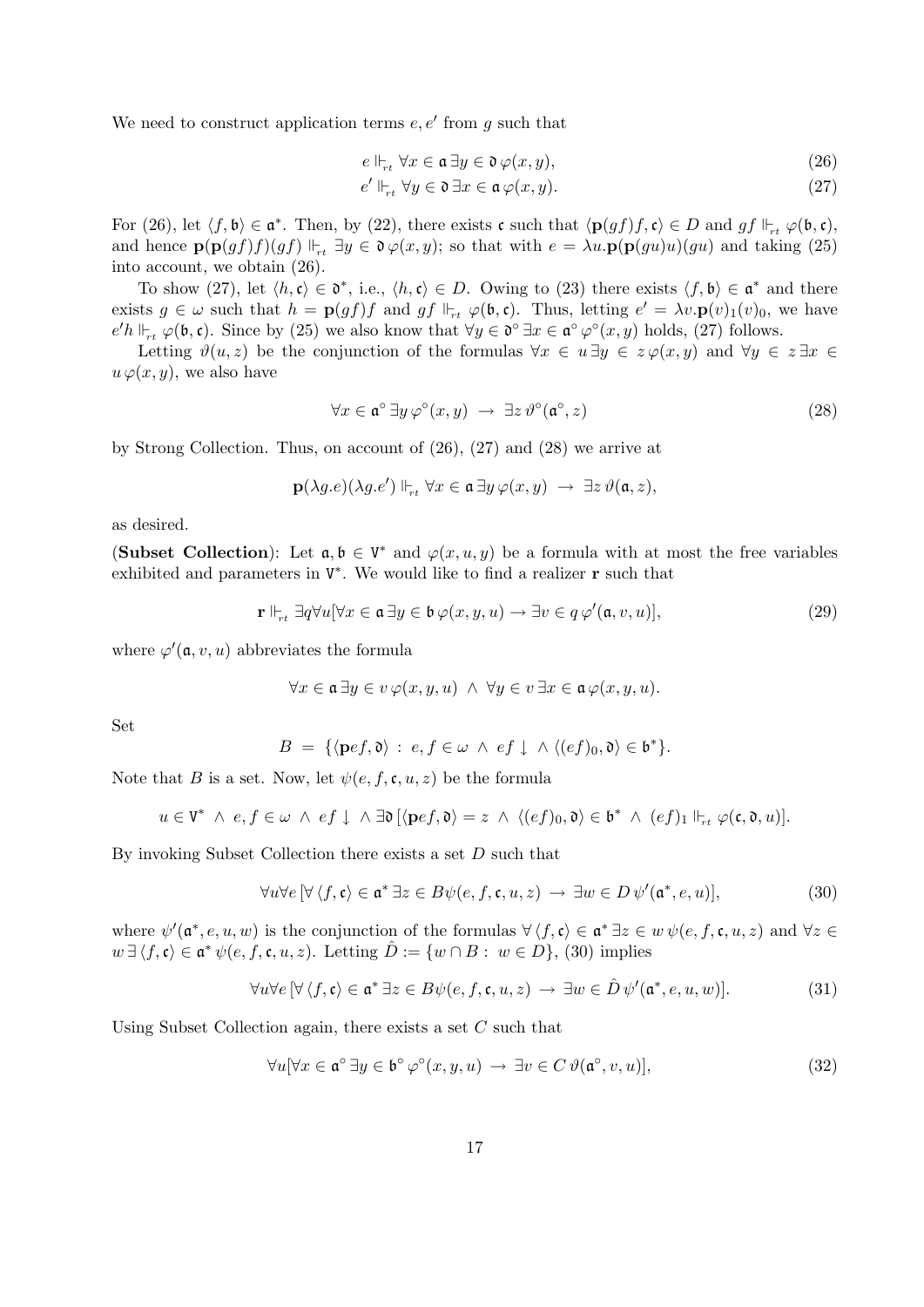We need to construct application terms $e, e'$ from $g$ such that

$$e \Vdash_{rt} \forall x \in \mathfrak{a}\, \exists y \in \mathfrak{d}\, \varphi(x,y), \tag{26}$$

$$e' \Vdash_{rt} \forall y \in \mathfrak{d}\, \exists x \in \mathfrak{a}\, \varphi(x,y). \tag{27}$$

For (26), let $\langle f, \mathfrak{b}\rangle \in \mathfrak{a}^*$. Then, by (22), there exists $\mathfrak{c}$ such that $\langle \mathbf{p}(gf)f, \mathfrak{c}\rangle \in D$ and $gf \Vdash_{rt} \varphi(\mathfrak{b}, \mathfrak{c})$, and hence $\mathbf{p}(\mathbf{p}(gf)f)(gf) \Vdash_{rt} \exists y \in \mathfrak{d}\, \varphi(x,y)$; so that with $e = \lambda u.\mathbf{p}(\mathbf{p}(gu)u)(gu)$ and taking (25) into account, we obtain (26).

To show (27), let $\langle h, \mathfrak{c}\rangle \in \mathfrak{d}^*$, i.e., $\langle h, \mathfrak{c}\rangle \in D$. Owing to (23) there exists $\langle f, \mathfrak{b}\rangle \in \mathfrak{a}^*$ and there exists $g \in \omega$ such that $h = \mathbf{p}(gf)f$ and $gf \Vdash_{rt} \varphi(\mathfrak{b}, \mathfrak{c})$. Thus, letting $e' = \lambda v.\mathbf{p}(v)_1(v)_0$, we have $e'h \Vdash_{rt} \varphi(\mathfrak{b}, \mathfrak{c})$. Since by (25) we also know that $\forall y \in \mathfrak{d}^\circ\, \exists x \in \mathfrak{a}^\circ\, \varphi^\circ(x,y)$ holds, (27) follows.

Letting $\vartheta(u,z)$ be the conjunction of the formulas $\forall x \in u\, \exists y \in z\, \varphi(x,y)$ and $\forall y \in z\, \exists x \in u\, \varphi(x,y)$, we also have

$$\forall x \in \mathfrak{a}^\circ\, \exists y\, \varphi^\circ(x,y) \;\to\; \exists z\, \vartheta^\circ(\mathfrak{a}^\circ, z) \tag{28}$$

by Strong Collection. Thus, on account of (26), (27) and (28) we arrive at

$$\mathbf{p}(\lambda g.e)(\lambda g.e') \Vdash_{rt} \forall x \in \mathfrak{a}\, \exists y\, \varphi(x,y) \;\to\; \exists z\, \vartheta(\mathfrak{a}, z),$$

as desired.

(**Subset Collection**): Let $\mathfrak{a}, \mathfrak{b} \in \mathrm{V}^*$ and $\varphi(x,u,y)$ be a formula with at most the free variables exhibited and parameters in $\mathrm{V}^*$. We would like to find a realizer $\mathbf{r}$ such that

$$\mathbf{r} \Vdash_{rt} \exists q \forall u [\forall x \in \mathfrak{a}\, \exists y \in \mathfrak{b}\, \varphi(x,y,u) \to \exists v \in q\, \varphi'(\mathfrak{a}, v, u)], \tag{29}$$

where $\varphi'(\mathfrak{a}, v, u)$ abbreviates the formula

$$\forall x \in \mathfrak{a}\, \exists y \in v\, \varphi(x,y,u) \;\wedge\; \forall y \in v\, \exists x \in \mathfrak{a}\, \varphi(x,y,u).$$

Set

$$B \;=\; \{\langle \mathbf{p}ef, \mathfrak{d}\rangle \,:\, e,f \in \omega \;\wedge\; ef\downarrow \;\wedge \langle (ef)_0, \mathfrak{d}\rangle \in \mathfrak{b}^*\}.$$

Note that $B$ is a set. Now, let $\psi(e,f,\mathfrak{c},u,z)$ be the formula

$$u \in \mathrm{V}^* \;\wedge\; e,f \in \omega \;\wedge\; ef\downarrow \;\wedge \exists \mathfrak{d}\,[\langle \mathbf{p}ef, \mathfrak{d}\rangle = z \;\wedge\; \langle (ef)_0, \mathfrak{d}\rangle \in \mathfrak{b}^* \;\wedge\; (ef)_1 \Vdash_{rt} \varphi(\mathfrak{c}, \mathfrak{d}, u)].$$

By invoking Subset Collection there exists a set $D$ such that

$$\forall u \forall e\, [\forall \langle f, \mathfrak{c}\rangle \in \mathfrak{a}^*\, \exists z \in B \psi(e,f,\mathfrak{c},u,z) \;\to\; \exists w \in D\, \psi'(\mathfrak{a}^*, e, u)], \tag{30}$$

where $\psi'(\mathfrak{a}^*, e, u, w)$ is the conjunction of the formulas $\forall \langle f, \mathfrak{c}\rangle \in \mathfrak{a}^*\, \exists z \in w\, \psi(e,f,\mathfrak{c},u,z)$ and $\forall z \in w\, \exists \langle f, \mathfrak{c}\rangle \in \mathfrak{a}^*\, \psi(e,f,\mathfrak{c},u,z)$. Letting $\hat{D} := \{w \cap B :\; w \in D\}$, (30) implies

$$\forall u \forall e\, [\forall \langle f, \mathfrak{c}\rangle \in \mathfrak{a}^*\, \exists z \in B \psi(e,f,\mathfrak{c},u,z) \;\to\; \exists w \in \hat{D}\, \psi'(\mathfrak{a}^*, e, u, w)]. \tag{31}$$

Using Subset Collection again, there exists a set $C$ such that

$$\forall u [\forall x \in \mathfrak{a}^\circ\, \exists y \in \mathfrak{b}^\circ\, \varphi^\circ(x,y,u) \;\to\; \exists v \in C\, \vartheta(\mathfrak{a}^\circ, v, u)], \tag{32}$$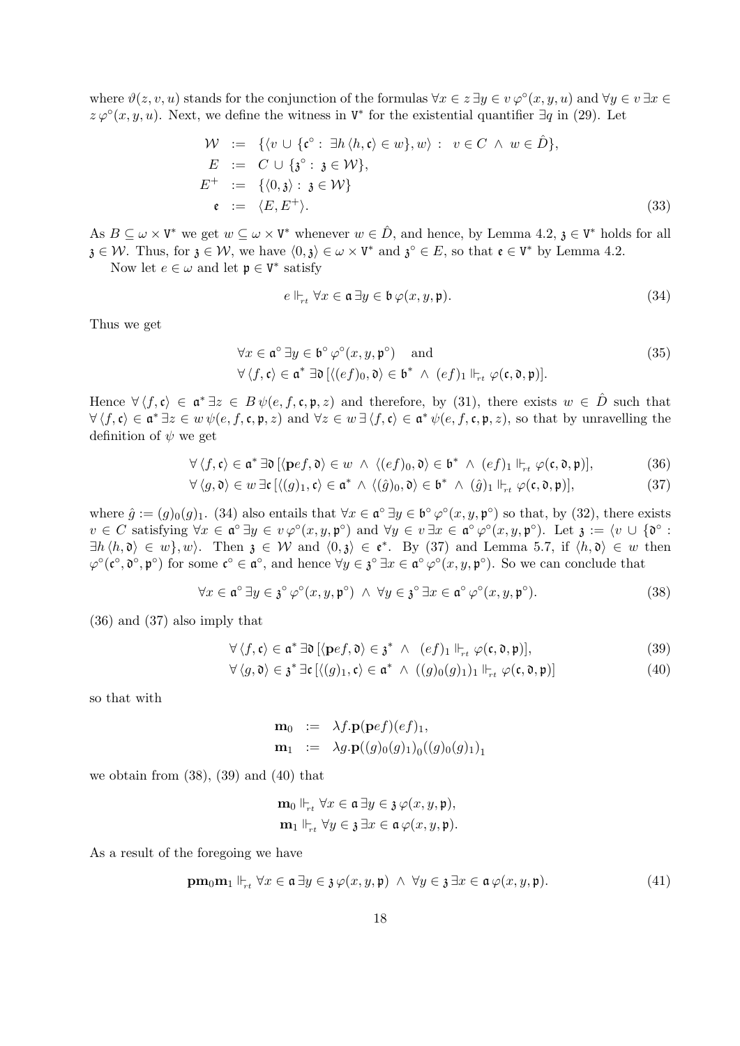where $\vartheta(z, v, u)$ stands for the conjunction of the formulas $\forall x \in z\, \exists y \in v\, \varphi^\circ(x, y, u)$ and $\forall y \in v\, \exists x \in z\, \varphi^\circ(x, y, u)$. Next, we define the witness in $\mathtt{V}^*$ for the existential quantifier $\exists q$ in (29). Let

$$
\begin{aligned}
\mathcal{W} &:= \{\langle v \cup \{\mathfrak{c}^\circ : \exists h\, \langle h, \mathfrak{c}\rangle \in w\}, w\rangle : v \in C \wedge w \in \hat{D}\},\\
E &:= C \cup \{\mathfrak{z}^\circ : \mathfrak{z} \in \mathcal{W}\},\\
E^+ &:= \{\langle 0, \mathfrak{z}\rangle : \mathfrak{z} \in \mathcal{W}\}\\
\mathfrak{e} &:= \langle E, E^+\rangle.
\end{aligned} \tag{33}
$$

As $B \subseteq \omega \times \mathtt{V}^*$ we get $w \subseteq \omega \times \mathtt{V}^*$ whenever $w \in \hat{D}$, and hence, by Lemma 4.2, $\mathfrak{z} \in \mathtt{V}^*$ holds for all $\mathfrak{z} \in \mathcal{W}$. Thus, for $\mathfrak{z} \in \mathcal{W}$, we have $\langle 0, \mathfrak{z}\rangle \in \omega \times \mathtt{V}^*$ and $\mathfrak{z}^\circ \in E$, so that $\mathfrak{e} \in \mathtt{V}^*$ by Lemma 4.2.

Now let $e \in \omega$ and let $\mathfrak{p} \in \mathtt{V}^*$ satisfy

$$
e \Vdash_{rt} \forall x \in \mathfrak{a}\, \exists y \in \mathfrak{b}\, \varphi(x, y, \mathfrak{p}). \tag{34}
$$

Thus we get

$$
\begin{aligned}
&\forall x \in \mathfrak{a}^\circ\, \exists y \in \mathfrak{b}^\circ\, \varphi^\circ(x, y, \mathfrak{p}^\circ) \quad \text{and}\\
&\forall \langle f, \mathfrak{c}\rangle \in \mathfrak{a}^*\, \exists \mathfrak{d}\, [\langle (ef)_0, \mathfrak{d}\rangle \in \mathfrak{b}^* \wedge (ef)_1 \Vdash_{rt} \varphi(\mathfrak{c}, \mathfrak{d}, \mathfrak{p})].
\end{aligned} \tag{35}
$$

Hence $\forall \langle f, \mathfrak{c}\rangle \in \mathfrak{a}^*\, \exists z \in B\, \psi(e, f, \mathfrak{c}, \mathfrak{p}, z)$ and therefore, by (31), there exists $w \in \hat{D}$ such that $\forall \langle f, \mathfrak{c}\rangle \in \mathfrak{a}^*\, \exists z \in w\, \psi(e, f, \mathfrak{c}, \mathfrak{p}, z)$ and $\forall z \in w\, \exists \langle f, \mathfrak{c}\rangle \in \mathfrak{a}^*\, \psi(e, f, \mathfrak{c}, \mathfrak{p}, z)$, so that by unravelling the definition of $\psi$ we get

$$
\forall \langle f, \mathfrak{c}\rangle \in \mathfrak{a}^*\, \exists \mathfrak{d}\, [\langle \mathbf{p}ef, \mathfrak{d}\rangle \in w \wedge \langle (ef)_0, \mathfrak{d}\rangle \in \mathfrak{b}^* \wedge (ef)_1 \Vdash_{rt} \varphi(\mathfrak{c}, \mathfrak{d}, \mathfrak{p})], \tag{36}
$$

$$
\forall \langle g, \mathfrak{d}\rangle \in w\, \exists \mathfrak{c}\, [\langle (g)_1, \mathfrak{c}\rangle \in \mathfrak{a}^* \wedge \langle (\hat{g})_0, \mathfrak{d}\rangle \in \mathfrak{b}^* \wedge (\hat{g})_1 \Vdash_{rt} \varphi(\mathfrak{c}, \mathfrak{d}, \mathfrak{p})], \tag{37}
$$

where $\hat{g} := (g)_0(g)_1$. (34) also entails that $\forall x \in \mathfrak{a}^\circ\, \exists y \in \mathfrak{b}^\circ\, \varphi^\circ(x, y, \mathfrak{p}^\circ)$ so that, by (32), there exists $v \in C$ satisfying $\forall x \in \mathfrak{a}^\circ\, \exists y \in v\, \varphi^\circ(x, y, \mathfrak{p}^\circ)$ and $\forall y \in v\, \exists x \in \mathfrak{a}^\circ\, \varphi^\circ(x, y, \mathfrak{p}^\circ)$. Let $\mathfrak{z} := \langle v \cup \{\mathfrak{d}^\circ : \exists h\, \langle h, \mathfrak{d}\rangle \in w\}, w\rangle$. Then $\mathfrak{z} \in \mathcal{W}$ and $\langle 0, \mathfrak{z}\rangle \in \mathfrak{e}^*$. By (37) and Lemma 5.7, if $\langle h, \mathfrak{d}\rangle \in w$ then $\varphi^\circ(\mathfrak{c}^\circ, \mathfrak{d}^\circ, \mathfrak{p}^\circ)$ for some $\mathfrak{c}^\circ \in \mathfrak{a}^\circ$, and hence $\forall y \in \mathfrak{z}^\circ\, \exists x \in \mathfrak{a}^\circ\, \varphi^\circ(x, y, \mathfrak{p}^\circ)$. So we can conclude that

$$
\forall x \in \mathfrak{a}^\circ\, \exists y \in \mathfrak{z}^\circ\, \varphi^\circ(x, y, \mathfrak{p}^\circ) \wedge \forall y \in \mathfrak{z}^\circ\, \exists x \in \mathfrak{a}^\circ\, \varphi^\circ(x, y, \mathfrak{p}^\circ). \tag{38}
$$

(36) and (37) also imply that

$$
\forall \langle f, \mathfrak{c}\rangle \in \mathfrak{a}^*\, \exists \mathfrak{d}\, [\langle \mathbf{p}ef, \mathfrak{d}\rangle \in \mathfrak{z}^* \wedge (ef)_1 \Vdash_{rt} \varphi(\mathfrak{c}, \mathfrak{d}, \mathfrak{p})], \tag{39}
$$

$$
\forall \langle g, \mathfrak{d}\rangle \in \mathfrak{z}^*\, \exists \mathfrak{c}\, [\langle (g)_1, \mathfrak{c}\rangle \in \mathfrak{a}^* \wedge ((g)_0(g)_1)_1 \Vdash_{rt} \varphi(\mathfrak{c}, \mathfrak{d}, \mathfrak{p})] \tag{40}
$$

so that with

$$
\begin{aligned}
\mathbf{m}_0 &:= \lambda f.\mathbf{p}(\mathbf{p}ef)(ef)_1,\\
\mathbf{m}_1 &:= \lambda g.\mathbf{p}((g)_0(g)_1)_0((g)_0(g)_1)_1
\end{aligned}
$$

we obtain from (38), (39) and (40) that

$$
\begin{aligned}
\mathbf{m}_0 &\Vdash_{rt} \forall x \in \mathfrak{a}\, \exists y \in \mathfrak{z}\, \varphi(x, y, \mathfrak{p}),\\
\mathbf{m}_1 &\Vdash_{rt} \forall y \in \mathfrak{z}\, \exists x \in \mathfrak{a}\, \varphi(x, y, \mathfrak{p}).
\end{aligned}
$$

As a result of the foregoing we have

$$
\mathbf{p}\mathbf{m}_0\mathbf{m}_1 \Vdash_{rt} \forall x \in \mathfrak{a}\, \exists y \in \mathfrak{z}\, \varphi(x, y, \mathfrak{p}) \wedge \forall y \in \mathfrak{z}\, \exists x \in \mathfrak{a}\, \varphi(x, y, \mathfrak{p}). \tag{41}
$$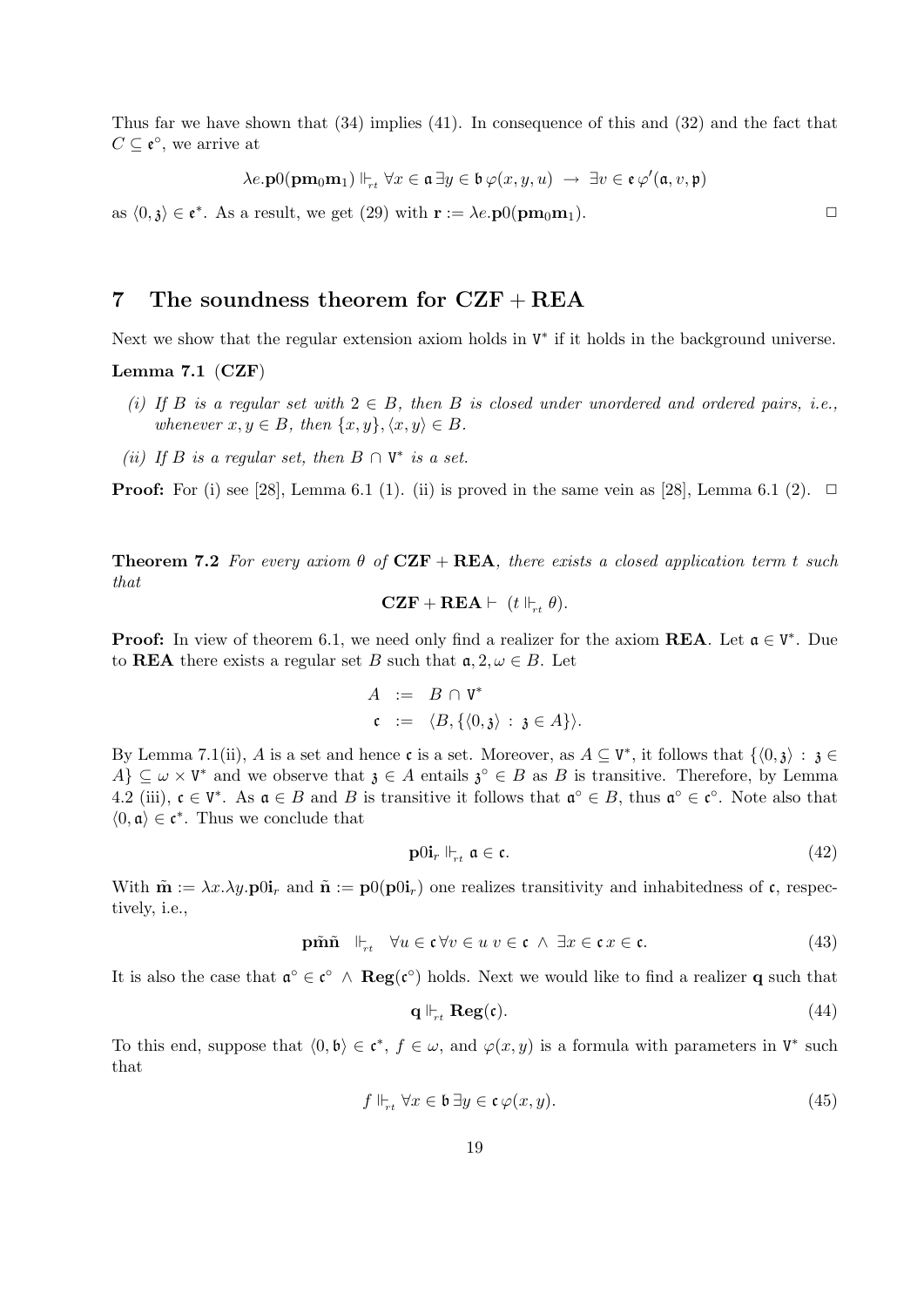Thus far we have shown that (34) implies (41). In consequence of this and (32) and the fact that $C \subseteq \mathfrak{e}^\circ$, we arrive at

$$\lambda e.\mathbf{p}0(\mathbf{p}\mathbf{m}_0\mathbf{m}_1) \Vdash_{rt} \forall x \in \mathfrak{a}\, \exists y \in \mathfrak{b}\, \varphi(x,y,u) \;\rightarrow\; \exists v \in \mathfrak{e}\, \varphi'(\mathfrak{a},v,\mathfrak{p})$$

as $\langle 0, \mathfrak{z}\rangle \in \mathfrak{e}^*$. As a result, we get (29) with $\mathbf{r} := \lambda e.\mathbf{p}0(\mathbf{p}\mathbf{m}_0\mathbf{m}_1)$. □

## 7 The soundness theorem for CZF + REA

Next we show that the regular extension axiom holds in $\mathrm{V}^*$ if it holds in the background universe.

**Lemma 7.1** (**CZF**)

*(i) If $B$ is a regular set with $2 \in B$, then $B$ is closed under unordered and ordered pairs, i.e., whenever $x, y \in B$, then $\{x,y\}, \langle x,y\rangle \in B$.*

*(ii) If $B$ is a regular set, then $B \cap \mathrm{V}^*$ is a set.*

**Proof:** For (i) see [28], Lemma 6.1 (1). (ii) is proved in the same vein as [28], Lemma 6.1 (2). □

**Theorem 7.2** *For every axiom $\theta$ of* **CZF + REA**, *there exists a closed application term $t$ such that*

$$\mathbf{CZF} + \mathbf{REA} \vdash \; (t \Vdash_{rt} \theta).$$

**Proof:** In view of theorem 6.1, we need only find a realizer for the axiom **REA**. Let $\mathfrak{a} \in \mathrm{V}^*$. Due to **REA** there exists a regular set $B$ such that $\mathfrak{a}, 2, \omega \in B$. Let

$$\begin{aligned} A &:= B \cap \mathrm{V}^* \\ \mathfrak{c} &:= \langle B, \{\langle 0, \mathfrak{z}\rangle : \mathfrak{z} \in A\}\rangle. \end{aligned}$$

By Lemma 7.1(ii), $A$ is a set and hence $\mathfrak{c}$ is a set. Moreover, as $A \subseteq \mathrm{V}^*$, it follows that $\{\langle 0,\mathfrak{z}\rangle : \mathfrak{z} \in A\} \subseteq \omega \times \mathrm{V}^*$ and we observe that $\mathfrak{z} \in A$ entails $\mathfrak{z}^\circ \in B$ as $B$ is transitive. Therefore, by Lemma 4.2 (iii), $\mathfrak{c} \in \mathrm{V}^*$. As $\mathfrak{a} \in B$ and $B$ is transitive it follows that $\mathfrak{a}^\circ \in B$, thus $\mathfrak{a}^\circ \in \mathfrak{c}^\circ$. Note also that $\langle 0, \mathfrak{a}\rangle \in \mathfrak{c}^*$. Thus we conclude that

$$\mathbf{p}0\mathbf{i}_r \Vdash_{rt} \mathfrak{a} \in \mathfrak{c}. \tag{42}$$

With $\tilde{\mathbf{m}} := \lambda x.\lambda y.\mathbf{p}0\mathbf{i}_r$ and $\tilde{\mathbf{n}} := \mathbf{p}0(\mathbf{p}0\mathbf{i}_r)$ one realizes transitivity and inhabitedness of $\mathfrak{c}$, respectively, i.e.,

$$\mathbf{p}\tilde{\mathbf{m}}\tilde{\mathbf{n}} \;\; \Vdash_{rt} \;\; \forall u \in \mathfrak{c}\, \forall v \in u\; v \in \mathfrak{c} \;\wedge\; \exists x \in \mathfrak{c}\; x \in \mathfrak{c}. \tag{43}$$

It is also the case that $\mathfrak{a}^\circ \in \mathfrak{c}^\circ \;\wedge\; \mathbf{Reg}(\mathfrak{c}^\circ)$ holds. Next we would like to find a realizer $\mathbf{q}$ such that

$$\mathbf{q} \Vdash_{rt} \mathbf{Reg}(\mathfrak{c}). \tag{44}$$

To this end, suppose that $\langle 0, \mathfrak{b}\rangle \in \mathfrak{c}^*$, $f \in \omega$, and $\varphi(x,y)$ is a formula with parameters in $\mathrm{V}^*$ such that

$$f \Vdash_{rt} \forall x \in \mathfrak{b}\, \exists y \in \mathfrak{c}\, \varphi(x,y). \tag{45}$$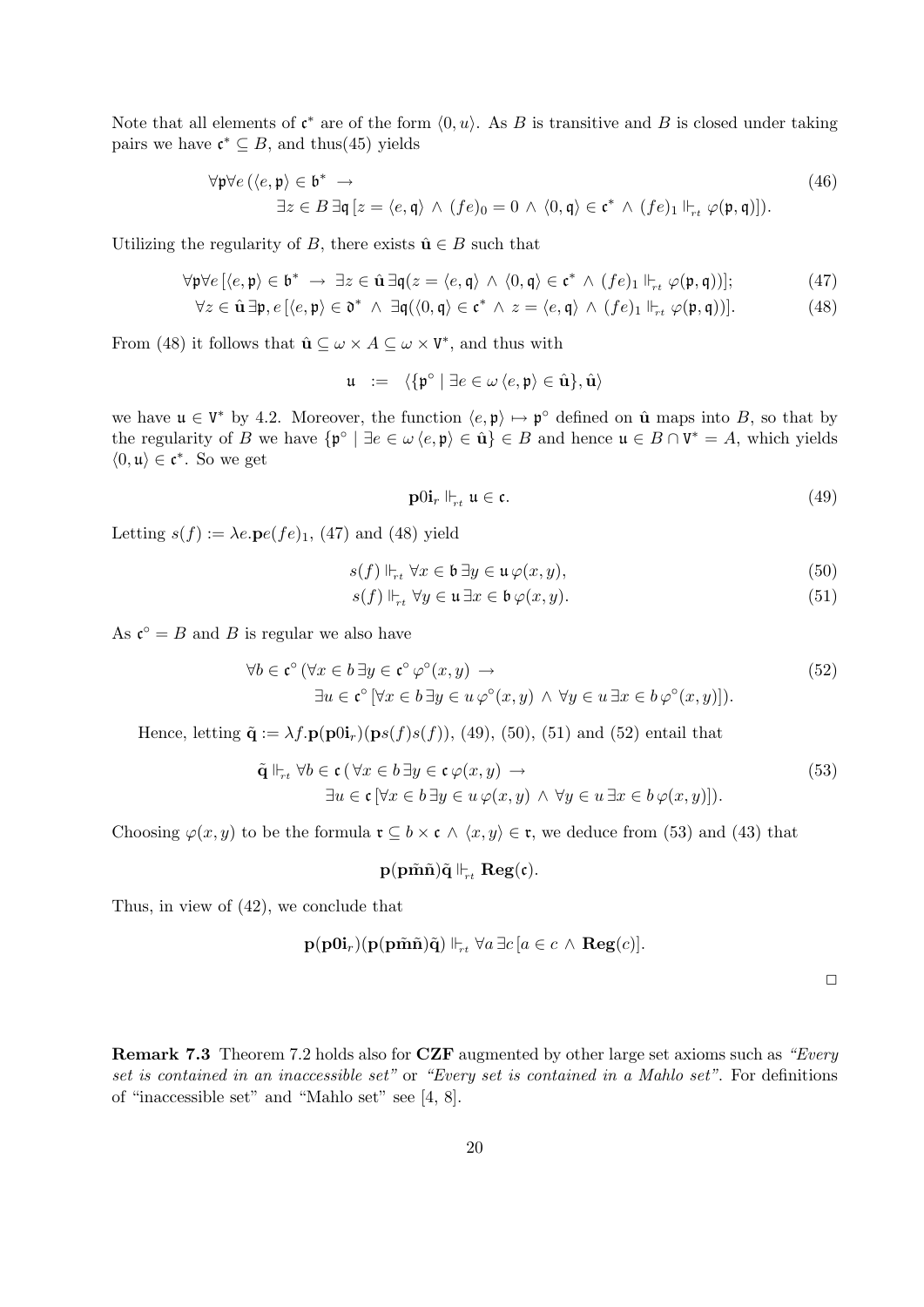Note that all elements of $\mathfrak{c}^*$ are of the form $\langle 0, u\rangle$. As $B$ is transitive and $B$ is closed under taking pairs we have $\mathfrak{c}^* \subseteq B$, and thus(45) yields

$$\begin{aligned}
&\forall \mathfrak{p} \forall e \, (\langle e, \mathfrak{p}\rangle \in \mathfrak{b}^* \;\rightarrow \\
&\qquad \exists z \in B \, \exists \mathfrak{q} \, [z = \langle e, \mathfrak{q}\rangle \,\wedge\, (fe)_0 = 0 \,\wedge\, \langle 0, \mathfrak{q}\rangle \in \mathfrak{c}^* \,\wedge\, (fe)_1 \Vdash_{rt} \varphi(\mathfrak{p}, \mathfrak{q})]).
\end{aligned} \tag{46}$$

Utilizing the regularity of $B$, there exists $\hat{\mathbf{u}} \in B$ such that

$$\forall \mathfrak{p} \forall e \, [\langle e, \mathfrak{p}\rangle \in \mathfrak{b}^* \;\rightarrow\; \exists z \in \hat{\mathbf{u}} \, \exists \mathfrak{q} (z = \langle e, \mathfrak{q}\rangle \,\wedge\, \langle 0, \mathfrak{q}\rangle \in \mathfrak{c}^* \,\wedge\, (fe)_1 \Vdash_{rt} \varphi(\mathfrak{p}, \mathfrak{q}))]; \tag{47}$$

$$\forall z \in \hat{\mathbf{u}} \, \exists \mathfrak{p}, e \, [\langle e, \mathfrak{p}\rangle \in \mathfrak{d}^* \,\wedge\, \exists \mathfrak{q} (\langle 0, \mathfrak{q}\rangle \in \mathfrak{c}^* \,\wedge\, z = \langle e, \mathfrak{q}\rangle \,\wedge\, (fe)_1 \Vdash_{rt} \varphi(\mathfrak{p}, \mathfrak{q}))]. \tag{48}$$

From (48) it follows that $\hat{\mathbf{u}} \subseteq \omega \times A \subseteq \omega \times \mathtt{V}^*$, and thus with

$$\mathfrak{u} \;:=\; \langle \{\mathfrak{p}^\circ \mid \exists e \in \omega \, \langle e, \mathfrak{p}\rangle \in \hat{\mathbf{u}}\}, \hat{\mathbf{u}}\rangle$$

we have $\mathfrak{u} \in \mathtt{V}^*$ by 4.2. Moreover, the function $\langle e, \mathfrak{p}\rangle \mapsto \mathfrak{p}^\circ$ defined on $\hat{\mathbf{u}}$ maps into $B$, so that by the regularity of $B$ we have $\{\mathfrak{p}^\circ \mid \exists e \in \omega \, \langle e, \mathfrak{p}\rangle \in \hat{\mathbf{u}}\} \in B$ and hence $\mathfrak{u} \in B \cap \mathtt{V}^* = A$, which yields $\langle 0, \mathfrak{u}\rangle \in \mathfrak{c}^*$. So we get

$$\mathbf{p}0\mathbf{i}_r \Vdash_{rt} \mathfrak{u} \in \mathfrak{c}. \tag{49}$$

Letting $s(f) := \lambda e.\mathbf{p}e(fe)_1$, (47) and (48) yield

$$s(f) \Vdash_{rt} \forall x \in \mathfrak{b} \, \exists y \in \mathfrak{u} \, \varphi(x, y), \tag{50}$$

$$s(f) \Vdash_{rt} \forall y \in \mathfrak{u} \, \exists x \in \mathfrak{b} \, \varphi(x, y). \tag{51}$$

As $\mathfrak{c}^\circ = B$ and $B$ is regular we also have

$$\begin{aligned}
&\forall b \in \mathfrak{c}^\circ \, (\forall x \in b \, \exists y \in \mathfrak{c}^\circ \, \varphi^\circ(x, y) \;\rightarrow \\
&\qquad \exists u \in \mathfrak{c}^\circ \, [\forall x \in b \, \exists y \in u \, \varphi^\circ(x, y) \,\wedge\, \forall y \in u \, \exists x \in b \, \varphi^\circ(x, y)]).
\end{aligned} \tag{52}$$

Hence, letting $\tilde{\mathbf{q}} := \lambda f.\mathbf{p}(\mathbf{p}0\mathbf{i}_r)(\mathbf{p}s(f)s(f))$, (49), (50), (51) and (52) entail that

$$\begin{aligned}
&\tilde{\mathbf{q}} \Vdash_{rt} \forall b \in \mathfrak{c} \, (\forall x \in b \, \exists y \in \mathfrak{c} \, \varphi(x, y) \;\rightarrow \\
&\qquad \exists u \in \mathfrak{c} \, [\forall x \in b \, \exists y \in u \, \varphi(x, y) \,\wedge\, \forall y \in u \, \exists x \in b \, \varphi(x, y)]).
\end{aligned} \tag{53}$$

Choosing $\varphi(x, y)$ to be the formula $\mathfrak{r} \subseteq b \times \mathfrak{c} \,\wedge\, \langle x, y\rangle \in \mathfrak{r}$, we deduce from (53) and (43) that

$$\mathbf{p}(\mathbf{p}\tilde{\mathbf{m}}\tilde{\mathbf{n}})\tilde{\mathbf{q}} \Vdash_{rt} \mathbf{Reg}(\mathfrak{c}).$$

Thus, in view of (42), we conclude that

$$\mathbf{p}(\mathbf{p}0\mathbf{i}_r)(\mathbf{p}(\mathbf{p}\tilde{\mathbf{m}}\tilde{\mathbf{n}})\tilde{\mathbf{q}}) \Vdash_{rt} \forall a \, \exists c \, [a \in c \,\wedge\, \mathbf{Reg}(c)].$$

$\square$

**Remark 7.3** Theorem 7.2 holds also for **CZF** augmented by other large set axioms such as *"Every set is contained in an inaccessible set"* or *"Every set is contained in a Mahlo set"*. For definitions of "inaccessible set" and "Mahlo set" see [4, 8].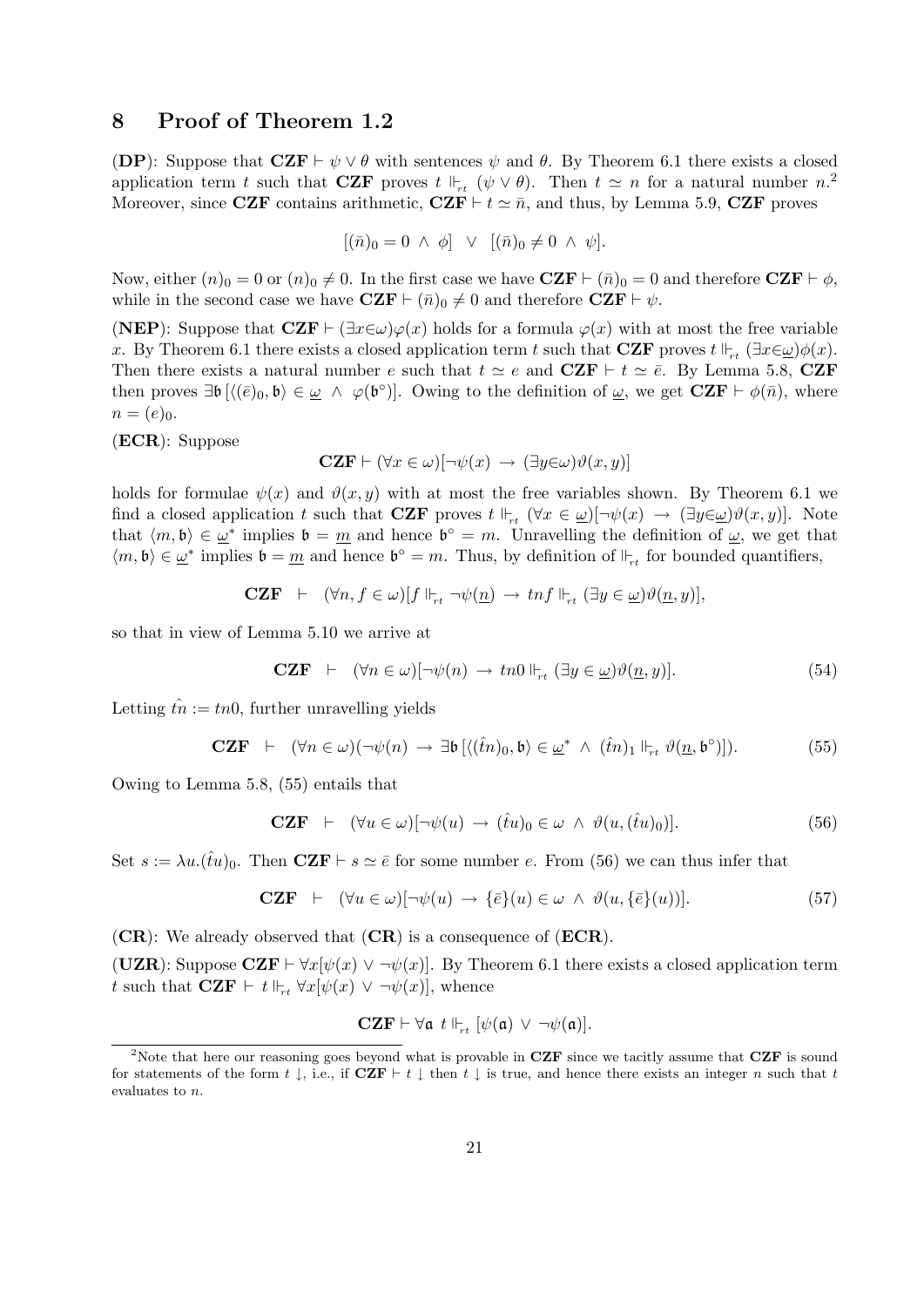## 8 Proof of Theorem 1.2

(**DP**): Suppose that $\mathbf{CZF} \vdash \psi \vee \theta$ with sentences $\psi$ and $\theta$. By Theorem 6.1 there exists a closed application term $t$ such that $\mathbf{CZF}$ proves $t \Vdash_{rt} (\psi \vee \theta)$. Then $t \simeq n$ for a natural number $n$.[2] Moreover, since $\mathbf{CZF}$ contains arithmetic, $\mathbf{CZF} \vdash t \simeq \bar{n}$, and thus, by Lemma 5.9, $\mathbf{CZF}$ proves

$$[(\bar{n})_0 = 0 \ \wedge \ \phi] \ \ \vee \ \ [(\bar{n})_0 \neq 0 \ \wedge \ \psi].$$

Now, either $(n)_0 = 0$ or $(n)_0 \neq 0$. In the first case we have $\mathbf{CZF} \vdash (\bar{n})_0 = 0$ and therefore $\mathbf{CZF} \vdash \phi$, while in the second case we have $\mathbf{CZF} \vdash (\bar{n})_0 \neq 0$ and therefore $\mathbf{CZF} \vdash \psi$.

(**NEP**): Suppose that $\mathbf{CZF} \vdash (\exists x{\in}\omega)\varphi(x)$ holds for a formula $\varphi(x)$ with at most the free variable $x$. By Theorem 6.1 there exists a closed application term $t$ such that $\mathbf{CZF}$ proves $t \Vdash_{rt} (\exists x{\in}\underline{\omega})\phi(x)$. Then there exists a natural number $e$ such that $t \simeq e$ and $\mathbf{CZF} \vdash t \simeq \bar{e}$. By Lemma 5.8, $\mathbf{CZF}$ then proves $\exists \mathfrak{b}\, [\langle (\bar{e})_0, \mathfrak{b}\rangle \in \underline{\omega} \ \wedge \ \varphi(\mathfrak{b}^\circ)]$. Owing to the definition of $\underline{\omega}$, we get $\mathbf{CZF} \vdash \phi(\bar{n})$, where $n = (e)_0$.

(**ECR**): Suppose

$$\mathbf{CZF} \vdash (\forall x \in \omega)[\neg\psi(x) \rightarrow (\exists y{\in}\omega)\vartheta(x, y)]$$

holds for formulae $\psi(x)$ and $\vartheta(x, y)$ with at most the free variables shown. By Theorem 6.1 we find a closed application $t$ such that $\mathbf{CZF}$ proves $t \Vdash_{rt} (\forall x \in \underline{\omega})[\neg\psi(x) \rightarrow (\exists y{\in}\underline{\omega})\vartheta(x, y)]$. Note that $\langle m, \mathfrak{b}\rangle \in \underline{\omega}^*$ implies $\mathfrak{b} = \underline{m}$ and hence $\mathfrak{b}^\circ = m$. Unravelling the definition of $\underline{\omega}$, we get that $\langle m, \mathfrak{b}\rangle \in \underline{\omega}^*$ implies $\mathfrak{b} = \underline{m}$ and hence $\mathfrak{b}^\circ = m$. Thus, by definition of $\Vdash_{rt}$ for bounded quantifiers,

$$\mathbf{CZF} \ \ \vdash \ \ (\forall n, f \in \omega)[f \Vdash_{rt} \neg\psi(\underline{n}) \rightarrow tnf \Vdash_{rt} (\exists y \in \underline{\omega})\vartheta(\underline{n}, y)],$$

so that in view of Lemma 5.10 we arrive at

$$\mathbf{CZF} \ \ \vdash \ \ (\forall n \in \omega)[\neg\psi(n) \rightarrow tn0 \Vdash_{rt} (\exists y \in \underline{\omega})\vartheta(\underline{n}, y)]. \tag{54}$$

Letting $\hat{tn} := tn0$, further unravelling yields

$$\mathbf{CZF} \ \ \vdash \ \ (\forall n \in \omega)(\neg\psi(n) \rightarrow \exists \mathfrak{b}\, [\langle (\hat{t}n)_0, \mathfrak{b}\rangle \in \underline{\omega}^* \ \wedge \ (\hat{t}n)_1 \Vdash_{rt} \vartheta(\underline{n}, \mathfrak{b}^\circ)]). \tag{55}$$

Owing to Lemma 5.8, (55) entails that

$$\mathbf{CZF} \ \ \vdash \ \ (\forall u \in \omega)[\neg\psi(u) \rightarrow (\hat{t}u)_0 \in \omega \ \wedge \ \vartheta(u, (\hat{t}u)_0)]. \tag{56}$$

Set $s := \lambda u.(\hat{t}u)_0$. Then $\mathbf{CZF} \vdash s \simeq \bar{e}$ for some number $e$. From (56) we can thus infer that

$$\mathbf{CZF} \ \ \vdash \ \ (\forall u \in \omega)[\neg\psi(u) \rightarrow \{\bar{e}\}(u) \in \omega \ \wedge \ \vartheta(u, \{\bar{e}\}(u))]. \tag{57}$$

(**CR**): We already observed that (**CR**) is a consequence of (**ECR**).

(**UZR**): Suppose $\mathbf{CZF} \vdash \forall x[\psi(x) \vee \neg\psi(x)]$. By Theorem 6.1 there exists a closed application term $t$ such that $\mathbf{CZF} \vdash t \Vdash_{rt} \forall x[\psi(x) \vee \neg\psi(x)]$, whence

$$\mathbf{CZF} \vdash \forall \mathfrak{a} \ t \Vdash_{rt} [\psi(\mathfrak{a}) \vee \neg\psi(\mathfrak{a})].$$

[2] Note that here our reasoning goes beyond what is provable in $\mathbf{CZF}$ since we tacitly assume that $\mathbf{CZF}$ is sound for statements of the form $t\downarrow$, i.e., if $\mathbf{CZF} \vdash t\downarrow$ then $t\downarrow$ is true, and hence there exists an integer $n$ such that $t$ evaluates to $n$.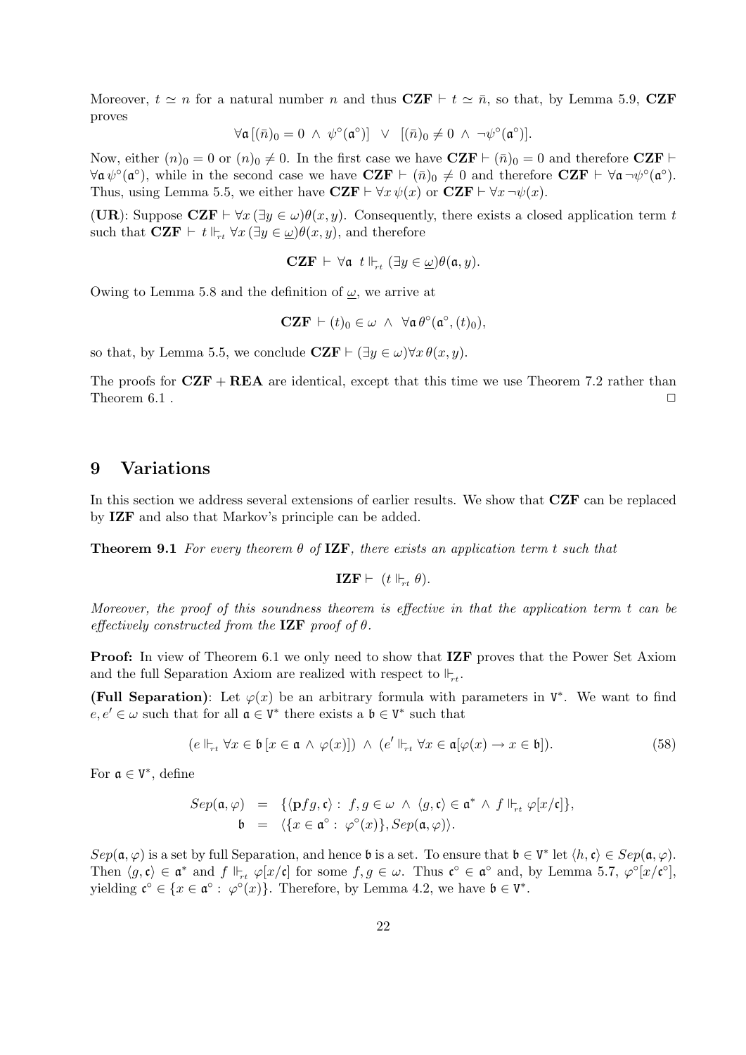Moreover, $t \simeq n$ for a natural number $n$ and thus $\mathbf{CZF} \vdash t \simeq \bar{n}$, so that, by Lemma 5.9, $\mathbf{CZF}$ proves

$$\forall \mathfrak{a}\, [(\bar{n})_0 = 0 \;\wedge\; \psi^\circ(\mathfrak{a}^\circ)] \;\;\vee\;\; [(\bar{n})_0 \neq 0 \;\wedge\; \neg\psi^\circ(\mathfrak{a}^\circ)].$$

Now, either $(n)_0 = 0$ or $(n)_0 \neq 0$. In the first case we have $\mathbf{CZF} \vdash (\bar{n})_0 = 0$ and therefore $\mathbf{CZF} \vdash \forall \mathfrak{a}\, \psi^\circ(\mathfrak{a}^\circ)$, while in the second case we have $\mathbf{CZF} \vdash (\bar{n})_0 \neq 0$ and therefore $\mathbf{CZF} \vdash \forall \mathfrak{a}\, \neg\psi^\circ(\mathfrak{a}^\circ)$. Thus, using Lemma 5.5, we either have $\mathbf{CZF} \vdash \forall x\, \psi(x)$ or $\mathbf{CZF} \vdash \forall x\, \neg\psi(x)$.

(**UR**): Suppose $\mathbf{CZF} \vdash \forall x\, (\exists y \in \omega)\theta(x, y)$. Consequently, there exists a closed application term $t$ such that $\mathbf{CZF} \vdash t \Vdash_{rt} \forall x\, (\exists y \in \underline{\omega})\theta(x, y)$, and therefore

$$\mathbf{CZF} \vdash \forall \mathfrak{a} \;\; t \Vdash_{rt} (\exists y \in \underline{\omega})\theta(\mathfrak{a}, y).$$

Owing to Lemma 5.8 and the definition of $\underline{\omega}$, we arrive at

$$\mathbf{CZF} \vdash (t)_0 \in \omega \;\wedge\; \forall \mathfrak{a}\, \theta^\circ(\mathfrak{a}^\circ, (t)_0),$$

so that, by Lemma 5.5, we conclude $\mathbf{CZF} \vdash (\exists y \in \omega)\forall x\, \theta(x, y)$.

The proofs for $\mathbf{CZF} + \mathbf{REA}$ are identical, except that this time we use Theorem 7.2 rather than Theorem 6.1 . □

## 9 Variations

In this section we address several extensions of earlier results. We show that $\mathbf{CZF}$ can be replaced by $\mathbf{IZF}$ and also that Markov's principle can be added.

**Theorem 9.1** *For every theorem $\theta$ of* $\mathbf{IZF}$*, there exists an application term $t$ such that*

$$\mathbf{IZF} \vdash \;(t \Vdash_{rt} \theta).$$

*Moreover, the proof of this soundness theorem is effective in that the application term $t$ can be effectively constructed from the* $\mathbf{IZF}$ *proof of $\theta$.*

**Proof:** In view of Theorem 6.1 we only need to show that $\mathbf{IZF}$ proves that the Power Set Axiom and the full Separation Axiom are realized with respect to $\Vdash_{rt}$.

**(Full Separation)**: Let $\varphi(x)$ be an arbitrary formula with parameters in $\mathtt{V}^*$. We want to find $e, e' \in \omega$ such that for all $\mathfrak{a} \in \mathtt{V}^*$ there exists a $\mathfrak{b} \in \mathtt{V}^*$ such that

$$(e \Vdash_{rt} \forall x \in \mathfrak{b}\, [x \in \mathfrak{a} \wedge \varphi(x)]) \;\wedge\; (e' \Vdash_{rt} \forall x \in \mathfrak{a}[\varphi(x) \rightarrow x \in \mathfrak{b}]). \tag{58}$$

For $\mathfrak{a} \in \mathtt{V}^*$, define

$$\begin{aligned} Sep(\mathfrak{a}, \varphi) &= \{\langle \mathbf{p} f g, \mathfrak{c}\rangle : \; f, g \in \omega \;\wedge\; \langle g, \mathfrak{c}\rangle \in \mathfrak{a}^* \;\wedge\; f \Vdash_{rt} \varphi[x/\mathfrak{c}]\}, \\ \mathfrak{b} &= \langle \{x \in \mathfrak{a}^\circ : \; \varphi^\circ(x)\}, Sep(\mathfrak{a}, \varphi)\rangle. \end{aligned}$$

$Sep(\mathfrak{a}, \varphi)$ is a set by full Separation, and hence $\mathfrak{b}$ is a set. To ensure that $\mathfrak{b} \in \mathtt{V}^*$ let $\langle h, \mathfrak{c}\rangle \in Sep(\mathfrak{a}, \varphi)$. Then $\langle g, \mathfrak{c}\rangle \in \mathfrak{a}^*$ and $f \Vdash_{rt} \varphi[x/\mathfrak{c}]$ for some $f, g \in \omega$. Thus $\mathfrak{c}^\circ \in \mathfrak{a}^\circ$ and, by Lemma 5.7, $\varphi^\circ[x/\mathfrak{c}^\circ]$, yielding $\mathfrak{c}^\circ \in \{x \in \mathfrak{a}^\circ : \; \varphi^\circ(x)\}$. Therefore, by Lemma 4.2, we have $\mathfrak{b} \in \mathtt{V}^*$.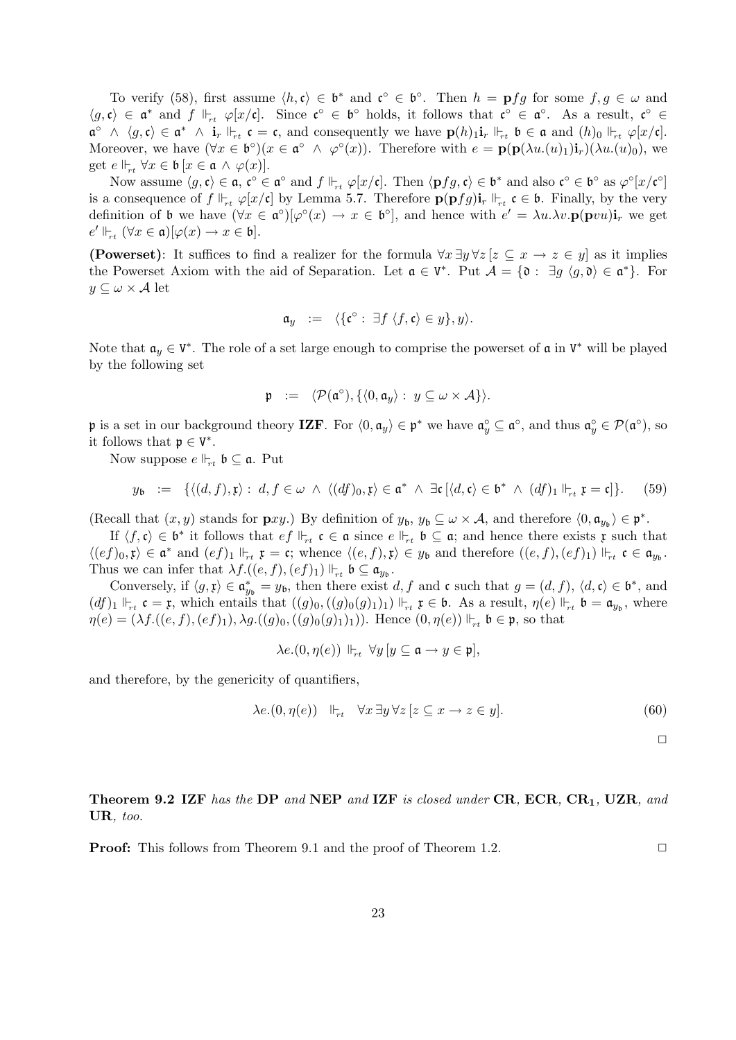To verify (58), first assume $\langle h, \mathfrak{c}\rangle \in \mathfrak{b}^*$ and $\mathfrak{c}^\circ \in \mathfrak{b}^\circ$. Then $h = \mathbf{p}fg$ for some $f, g \in \omega$ and $\langle g, \mathfrak{c}\rangle \in \mathfrak{a}^*$ and $f \Vdash_{rt} \varphi[x/\mathfrak{c}]$. Since $\mathfrak{c}^\circ \in \mathfrak{b}^\circ$ holds, it follows that $\mathfrak{c}^\circ \in \mathfrak{a}^\circ$. As a result, $\mathfrak{c}^\circ \in \mathfrak{a}^\circ \wedge \langle g, \mathfrak{c}\rangle \in \mathfrak{a}^* \wedge \mathbf{i}_r \Vdash_{rt} \mathfrak{c} = \mathfrak{c}$, and consequently we have $\mathbf{p}(h)_1\mathbf{i}_r \Vdash_{rt} \mathfrak{b} \in \mathfrak{a}$ and $(h)_0 \Vdash_{rt} \varphi[x/\mathfrak{c}]$. Moreover, we have $(\forall x \in \mathfrak{b}^\circ)(x \in \mathfrak{a}^\circ \wedge \varphi^\circ(x))$. Therefore with $e = \mathbf{p}(\mathbf{p}(\lambda u.(u)_1)\mathbf{i}_r)(\lambda u.(u)_0)$, we get $e \Vdash_{rt} \forall x \in \mathfrak{b}\,[x \in \mathfrak{a} \wedge \varphi(x)]$.

Now assume $\langle g, \mathfrak{c}\rangle \in \mathfrak{a}$, $\mathfrak{c}^\circ \in \mathfrak{a}^\circ$ and $f \Vdash_{rt} \varphi[x/\mathfrak{c}]$. Then $\langle \mathbf{p}fg, \mathfrak{c}\rangle \in \mathfrak{b}^*$ and also $\mathfrak{c}^\circ \in \mathfrak{b}^\circ$ as $\varphi^\circ[x/\mathfrak{c}^\circ]$ is a consequence of $f \Vdash_{rt} \varphi[x/\mathfrak{c}]$ by Lemma 5.7. Therefore $\mathbf{p}(\mathbf{p}fg)\mathbf{i}_r \Vdash_{rt} \mathfrak{c} \in \mathfrak{b}$. Finally, by the very definition of $\mathfrak{b}$ we have $(\forall x \in \mathfrak{a}^\circ)[\varphi^\circ(x) \to x \in \mathfrak{b}^\circ]$, and hence with $e' = \lambda u.\lambda v.\mathbf{p}(\mathbf{p}vu)\mathbf{i}_r$ we get $e' \Vdash_{rt} (\forall x \in \mathfrak{a})[\varphi(x) \to x \in \mathfrak{b}]$.

**(Powerset)**: It suffices to find a realizer for the formula $\forall x\, \exists y\, \forall z\, [z \subseteq x \to z \in y]$ as it implies the Powerset Axiom with the aid of Separation. Let $\mathfrak{a} \in \mathrm{V}^*$. Put $\mathcal{A} = \{\mathfrak{d} : \exists g\ \langle g, \mathfrak{d}\rangle \in \mathfrak{a}^*\}$. For $y \subseteq \omega \times \mathcal{A}$ let

$$\mathfrak{a}_y \;\; := \;\; \langle \{\mathfrak{c}^\circ : \exists f\ \langle f, \mathfrak{c}\rangle \in y\}, y\rangle.$$

Note that $\mathfrak{a}_y \in \mathrm{V}^*$. The role of a set large enough to comprise the powerset of $\mathfrak{a}$ in $\mathrm{V}^*$ will be played by the following set

$$\mathfrak{p} \;\; := \;\; \langle \mathcal{P}(\mathfrak{a}^\circ), \{\langle 0, \mathfrak{a}_y\rangle : y \subseteq \omega \times \mathcal{A}\}\rangle.$$

$\mathfrak{p}$ is a set in our background theory **IZF**. For $\langle 0, \mathfrak{a}_y\rangle \in \mathfrak{p}^*$ we have $\mathfrak{a}_y^\circ \subseteq \mathfrak{a}^\circ$, and thus $\mathfrak{a}_y^\circ \in \mathcal{P}(\mathfrak{a}^\circ)$, so it follows that $\mathfrak{p} \in \mathrm{V}^*$.

Now suppose $e \Vdash_{rt} \mathfrak{b} \subseteq \mathfrak{a}$. Put

$$y_{\mathfrak{b}} \;\; := \;\; \{\langle (d, f), \mathfrak{x}\rangle : d, f \in \omega \wedge \langle (df)_0, \mathfrak{x}\rangle \in \mathfrak{a}^* \wedge \exists \mathfrak{c}\,[\langle d, \mathfrak{c}\rangle \in \mathfrak{b}^* \wedge (df)_1 \Vdash_{rt} \mathfrak{x} = \mathfrak{c}]\}. \tag{59}$$

(Recall that $(x, y)$ stands for $\mathbf{p}xy$.) By definition of $y_{\mathfrak{b}}$, $y_{\mathfrak{b}} \subseteq \omega \times \mathcal{A}$, and therefore $\langle 0, \mathfrak{a}_{y_{\mathfrak{b}}}\rangle \in \mathfrak{p}^*$.

If $\langle f, \mathfrak{c}\rangle \in \mathfrak{b}^*$ it follows that $ef \Vdash_{rt} \mathfrak{c} \in \mathfrak{a}$ since $e \Vdash_{rt} \mathfrak{b} \subseteq \mathfrak{a}$; and hence there exists $\mathfrak{x}$ such that $\langle (ef)_0, \mathfrak{x}\rangle \in \mathfrak{a}^*$ and $(ef)_1 \Vdash_{rt} \mathfrak{x} = \mathfrak{c}$; whence $\langle (e, f), \mathfrak{x}\rangle \in y_{\mathfrak{b}}$ and therefore $((e, f), (ef)_1) \Vdash_{rt} \mathfrak{c} \in \mathfrak{a}_{y_{\mathfrak{b}}}$. Thus we can infer that $\lambda f.((e, f), (ef)_1) \Vdash_{rt} \mathfrak{b} \subseteq \mathfrak{a}_{y_{\mathfrak{b}}}$.

Conversely, if $\langle g, \mathfrak{x}\rangle \in \mathfrak{a}_{y_{\mathfrak{b}}}^* = y_{\mathfrak{b}}$, then there exist $d, f$ and $\mathfrak{c}$ such that $g = (d, f)$, $\langle d, \mathfrak{c}\rangle \in \mathfrak{b}^*$, and $(df)_1 \Vdash_{rt} \mathfrak{c} = \mathfrak{x}$, which entails that $((g)_0, ((g)_0(g)_1)_1) \Vdash_{rt} \mathfrak{x} \in \mathfrak{b}$. As a result, $\eta(e) \Vdash_{rt} \mathfrak{b} = \mathfrak{a}_{y_{\mathfrak{b}}}$, where $\eta(e) = (\lambda f.((e, f), (ef)_1), \lambda g.((g)_0, ((g)_0(g)_1)_1))$. Hence $(0, \eta(e)) \Vdash_{rt} \mathfrak{b} \in \mathfrak{p}$, so that

$$\lambda e.(0, \eta(e)) \Vdash_{rt} \forall y\, [y \subseteq \mathfrak{a} \to y \in \mathfrak{p}],$$

and therefore, by the genericity of quantifiers,

$$\lambda e.(0, \eta(e)) \;\; \Vdash_{rt} \;\; \forall x\, \exists y\, \forall z\, [z \subseteq x \to z \in y]. \tag{60}$$

$\square$

**Theorem 9.2** ***IZF** has the **DP** and **NEP** and **IZF** is closed under **CR**, **ECR**, $\mathbf{CR_1}$, **UZR**, and **UR**, too.*

**Proof:** This follows from Theorem 9.1 and the proof of Theorem 1.2. $\square$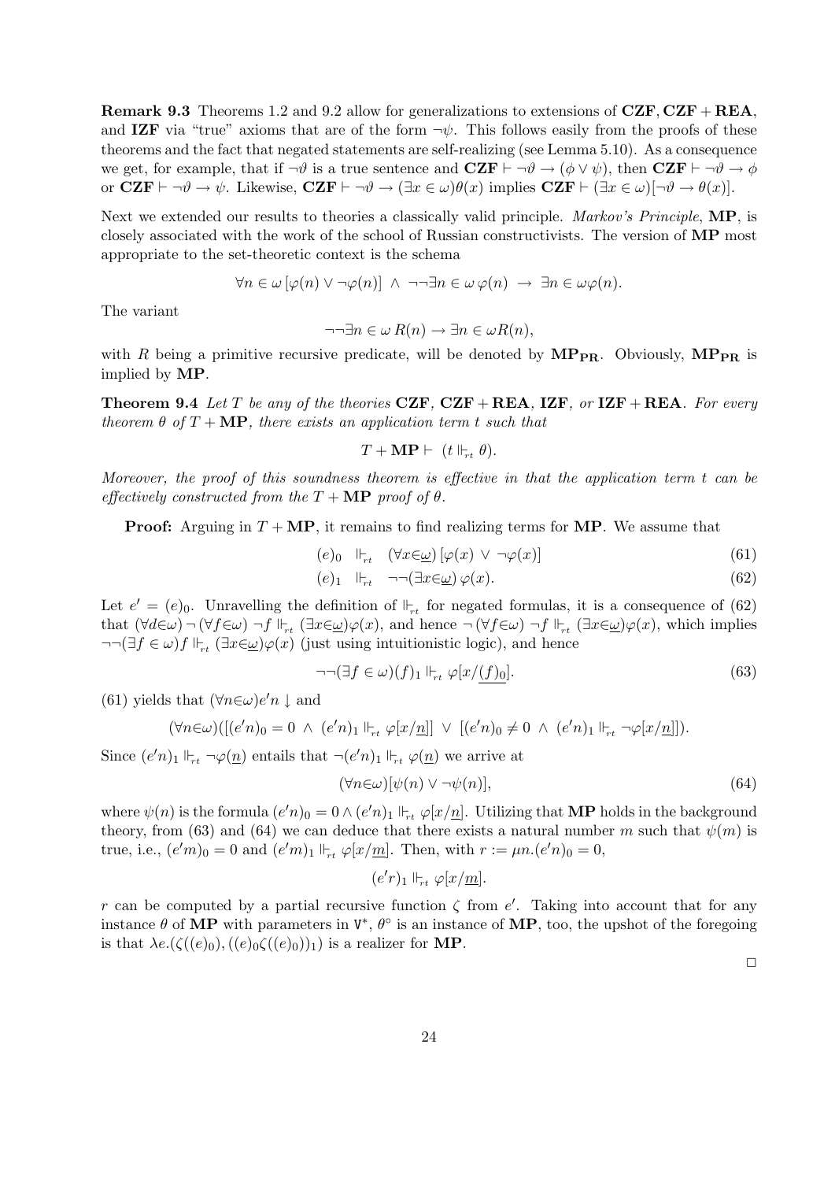**Remark 9.3** Theorems 1.2 and 9.2 allow for generalizations to extensions of **CZF**, **CZF + REA**, and **IZF** via "true" axioms that are of the form $\neg\psi$. This follows easily from the proofs of these theorems and the fact that negated statements are self-realizing (see Lemma 5.10). As a consequence we get, for example, that if $\neg\vartheta$ is a true sentence and $\mathbf{CZF} \vdash \neg\vartheta \to (\phi \vee \psi)$, then $\mathbf{CZF} \vdash \neg\vartheta \to \phi$ or $\mathbf{CZF} \vdash \neg\vartheta \to \psi$. Likewise, $\mathbf{CZF} \vdash \neg\vartheta \to (\exists x \in \omega)\theta(x)$ implies $\mathbf{CZF} \vdash (\exists x \in \omega)[\neg\vartheta \to \theta(x)]$.

Next we extended our results to theories a classically valid principle. *Markov's Principle*, **MP**, is closely associated with the work of the school of Russian constructivists. The version of **MP** most appropriate to the set-theoretic context is the schema

$$\forall n \in \omega\, [\varphi(n) \vee \neg\varphi(n)] \;\wedge\; \neg\neg\exists n \in \omega\, \varphi(n) \;\to\; \exists n \in \omega\varphi(n).$$

The variant

$$\neg\neg\exists n \in \omega\, R(n) \to \exists n \in \omega R(n),$$

with $R$ being a primitive recursive predicate, will be denoted by $\mathbf{MP_{PR}}$. Obviously, $\mathbf{MP_{PR}}$ is implied by **MP**.

**Theorem 9.4** *Let $T$ be any of the theories* **CZF**, **CZF + REA**, **IZF**, *or* **IZF + REA**. *For every theorem $\theta$ of $T + \mathbf{MP}$, there exists an application term $t$ such that*

$$T + \mathbf{MP} \vdash\; (t \Vdash_{rt} \theta).$$

*Moreover, the proof of this soundness theorem is effective in that the application term $t$ can be effectively constructed from the $T + \mathbf{MP}$ proof of $\theta$.*

**Proof:** Arguing in $T + \mathbf{MP}$, it remains to find realizing terms for **MP**. We assume that

$$(e)_0 \;\Vdash_{rt}\; (\forall x{\in}\underline{\omega})\,[\varphi(x) \,\vee\, \neg\varphi(x)] \tag{61}$$

$$(e)_1 \;\Vdash_{rt}\; \neg\neg(\exists x{\in}\underline{\omega})\,\varphi(x). \tag{62}$$

Let $e' = (e)_0$. Unravelling the definition of $\Vdash_{rt}$ for negated formulas, it is a consequence of (62) that $(\forall d{\in}\omega)\,\neg\,(\forall f{\in}\omega)\,\neg f \Vdash_{rt} (\exists x{\in}\underline{\omega})\varphi(x)$, and hence $\neg\,(\forall f{\in}\omega)\,\neg f \Vdash_{rt} (\exists x{\in}\underline{\omega})\varphi(x)$, which implies $\neg\neg(\exists f \in \omega) f \Vdash_{rt} (\exists x{\in}\underline{\omega})\varphi(x)$ (just using intuitionistic logic), and hence

$$\neg\neg(\exists f \in \omega)(f)_1 \Vdash_{rt} \varphi[x/\underline{(f)_0}]. \tag{63}$$

(61) yields that $(\forall n{\in}\omega)e'n\downarrow$ and

$$(\forall n{\in}\omega)([(e'n)_0 = 0 \;\wedge\; (e'n)_1 \Vdash_{rt} \varphi[x/\underline{n}]] \;\vee\; [(e'n)_0 \neq 0 \;\wedge\; (e'n)_1 \Vdash_{rt} \neg\varphi[x/\underline{n}]]).$$

Since $(e'n)_1 \Vdash_{rt} \neg\varphi(\underline{n})$ entails that $\neg(e'n)_1 \Vdash_{rt} \varphi(\underline{n})$ we arrive at

$$(\forall n{\in}\omega)[\psi(n) \vee \neg\psi(n)], \tag{64}$$

where $\psi(n)$ is the formula $(e'n)_0 = 0 \wedge (e'n)_1 \Vdash_{rt} \varphi[x/\underline{n}]$. Utilizing that **MP** holds in the background theory, from (63) and (64) we can deduce that there exists a natural number $m$ such that $\psi(m)$ is true, i.e., $(e'm)_0 = 0$ and $(e'm)_1 \Vdash_{rt} \varphi[x/\underline{m}]$. Then, with $r := \mu n.(e'n)_0 = 0$,

$$(e'r)_1 \Vdash_{rt} \varphi[x/\underline{m}].$$

$r$ can be computed by a partial recursive function $\zeta$ from $e'$. Taking into account that for any instance $\theta$ of **MP** with parameters in $\mathtt{V}^*$, $\theta^\circ$ is an instance of **MP**, too, the upshot of the foregoing is that $\lambda e.(\zeta((e)_0), ((e)_0\zeta((e)_0))_1)$ is a realizer for **MP**.

$\Box$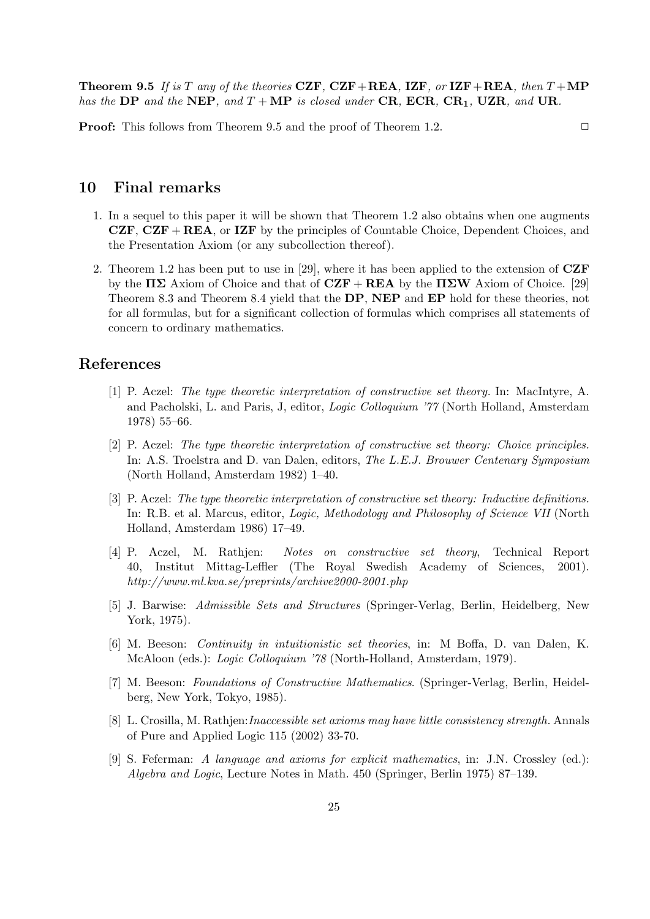**Theorem 9.5** *If is $T$ any of the theories* **CZF**, **CZF**+**REA**, **IZF**, *or* **IZF**+**REA**, *then* $T+$**MP** *has the* **DP** *and the* **NEP**, *and* $T+$**MP** *is closed under* **CR**, **ECR**, $\mathbf{CR_1}$, **UZR**, *and* **UR**.

**Proof:** This follows from Theorem 9.5 and the proof of Theorem 1.2. □

## 10 Final remarks

1. In a sequel to this paper it will be shown that Theorem 1.2 also obtains when one augments **CZF**, **CZF** + **REA**, or **IZF** by the principles of Countable Choice, Dependent Choices, and the Presentation Axiom (or any subcollection thereof).
2. Theorem 1.2 has been put to use in [29], where it has been applied to the extension of **CZF** by the **ΠΣ** Axiom of Choice and that of **CZF** + **REA** by the **ΠΣW** Axiom of Choice. [29] Theorem 8.3 and Theorem 8.4 yield that the **DP**, **NEP** and **EP** hold for these theories, not for all formulas, but for a significant collection of formulas which comprises all statements of concern to ordinary mathematics.

## References

[1] P. Aczel: *The type theoretic interpretation of constructive set theory.* In: MacIntyre, A. and Pacholski, L. and Paris, J, editor, *Logic Colloquium '77* (North Holland, Amsterdam 1978) 55–66.

[2] P. Aczel: *The type theoretic interpretation of constructive set theory: Choice principles.* In: A.S. Troelstra and D. van Dalen, editors, *The L.E.J. Brouwer Centenary Symposium* (North Holland, Amsterdam 1982) 1–40.

[3] P. Aczel: *The type theoretic interpretation of constructive set theory: Inductive definitions.* In: R.B. et al. Marcus, editor, *Logic, Methodology and Philosophy of Science VII* (North Holland, Amsterdam 1986) 17–49.

[4] P. Aczel, M. Rathjen: *Notes on constructive set theory*, Technical Report 40, Institut Mittag-Leffler (The Royal Swedish Academy of Sciences, 2001). *http://www.ml.kva.se/preprints/archive2000-2001.php*

[5] J. Barwise: *Admissible Sets and Structures* (Springer-Verlag, Berlin, Heidelberg, New York, 1975).

[6] M. Beeson: *Continuity in intuitionistic set theories*, in: M Boffa, D. van Dalen, K. McAloon (eds.): *Logic Colloquium '78* (North-Holland, Amsterdam, 1979).

[7] M. Beeson: *Foundations of Constructive Mathematics*. (Springer-Verlag, Berlin, Heidelberg, New York, Tokyo, 1985).

[8] L. Crosilla, M. Rathjen: *Inaccessible set axioms may have little consistency strength.* Annals of Pure and Applied Logic 115 (2002) 33-70.

[9] S. Feferman: *A language and axioms for explicit mathematics*, in: J.N. Crossley (ed.): *Algebra and Logic*, Lecture Notes in Math. 450 (Springer, Berlin 1975) 87–139.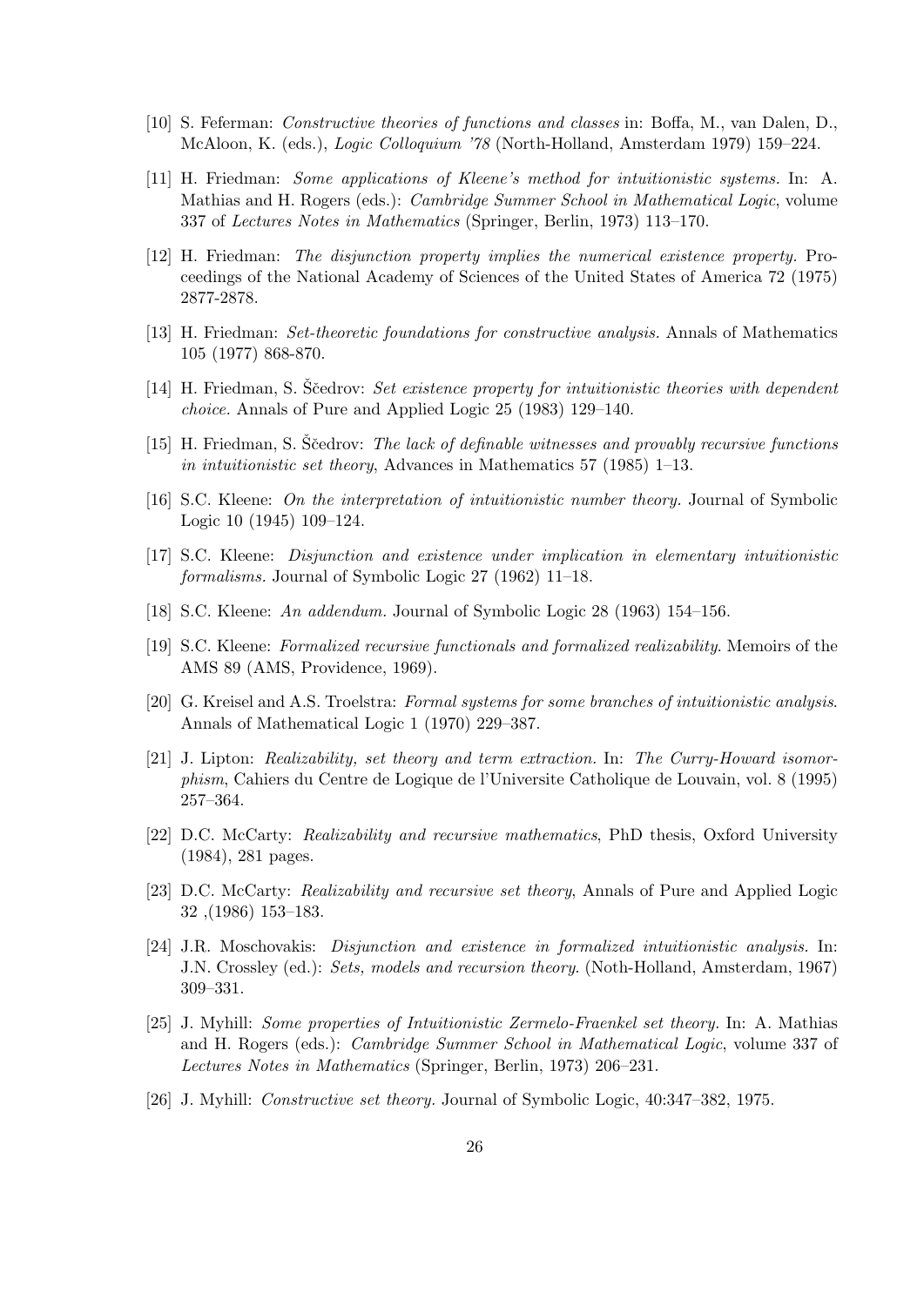[10] S. Feferman: *Constructive theories of functions and classes* in: Boffa, M., van Dalen, D., McAloon, K. (eds.), *Logic Colloquium '78* (North-Holland, Amsterdam 1979) 159–224.

[11] H. Friedman: *Some applications of Kleene's method for intuitionistic systems.* In: A. Mathias and H. Rogers (eds.): *Cambridge Summer School in Mathematical Logic*, volume 337 of *Lectures Notes in Mathematics* (Springer, Berlin, 1973) 113–170.

[12] H. Friedman: *The disjunction property implies the numerical existence property.* Proceedings of the National Academy of Sciences of the United States of America 72 (1975) 2877-2878.

[13] H. Friedman: *Set-theoretic foundations for constructive analysis.* Annals of Mathematics 105 (1977) 868-870.

[14] H. Friedman, S. Ščedrov: *Set existence property for intuitionistic theories with dependent choice.* Annals of Pure and Applied Logic 25 (1983) 129–140.

[15] H. Friedman, S. Ščedrov: *The lack of definable witnesses and provably recursive functions in intuitionistic set theory*, Advances in Mathematics 57 (1985) 1–13.

[16] S.C. Kleene: *On the interpretation of intuitionistic number theory.* Journal of Symbolic Logic 10 (1945) 109–124.

[17] S.C. Kleene: *Disjunction and existence under implication in elementary intuitionistic formalisms.* Journal of Symbolic Logic 27 (1962) 11–18.

[18] S.C. Kleene: *An addendum.* Journal of Symbolic Logic 28 (1963) 154–156.

[19] S.C. Kleene: *Formalized recursive functionals and formalized realizability*. Memoirs of the AMS 89 (AMS, Providence, 1969).

[20] G. Kreisel and A.S. Troelstra: *Formal systems for some branches of intuitionistic analysis*. Annals of Mathematical Logic 1 (1970) 229–387.

[21] J. Lipton: *Realizability, set theory and term extraction.* In: *The Curry-Howard isomorphism*, Cahiers du Centre de Logique de l'Universite Catholique de Louvain, vol. 8 (1995) 257–364.

[22] D.C. McCarty: *Realizability and recursive mathematics*, PhD thesis, Oxford University (1984), 281 pages.

[23] D.C. McCarty: *Realizability and recursive set theory*, Annals of Pure and Applied Logic 32 ,(1986) 153–183.

[24] J.R. Moschovakis: *Disjunction and existence in formalized intuitionistic analysis.* In: J.N. Crossley (ed.): *Sets, models and recursion theory*. (Noth-Holland, Amsterdam, 1967) 309–331.

[25] J. Myhill: *Some properties of Intuitionistic Zermelo-Fraenkel set theory.* In: A. Mathias and H. Rogers (eds.): *Cambridge Summer School in Mathematical Logic*, volume 337 of *Lectures Notes in Mathematics* (Springer, Berlin, 1973) 206–231.

[26] J. Myhill: *Constructive set theory.* Journal of Symbolic Logic, 40:347–382, 1975.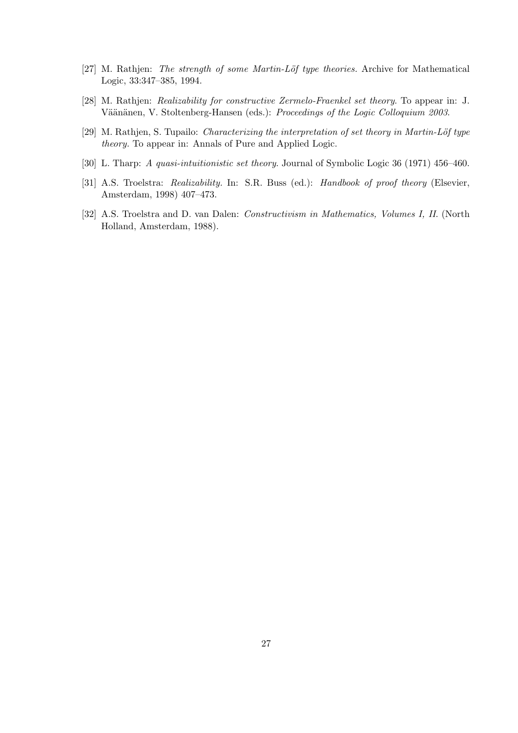[27] M. Rathjen: *The strength of some Martin-Löf type theories*. Archive for Mathematical Logic, 33:347–385, 1994.

[28] M. Rathjen: *Realizability for constructive Zermelo-Fraenkel set theory*. To appear in: J. Väänänen, V. Stoltenberg-Hansen (eds.): *Proceedings of the Logic Colloquium 2003*.

[29] M. Rathjen, S. Tupailo: *Characterizing the interpretation of set theory in Martin-Löf type theory.* To appear in: Annals of Pure and Applied Logic.

[30] L. Tharp: *A quasi-intuitionistic set theory*. Journal of Symbolic Logic 36 (1971) 456–460.

[31] A.S. Troelstra: *Realizability.* In: S.R. Buss (ed.): *Handbook of proof theory* (Elsevier, Amsterdam, 1998) 407–473.

[32] A.S. Troelstra and D. van Dalen: *Constructivism in Mathematics, Volumes I, II.* (North Holland, Amsterdam, 1988).